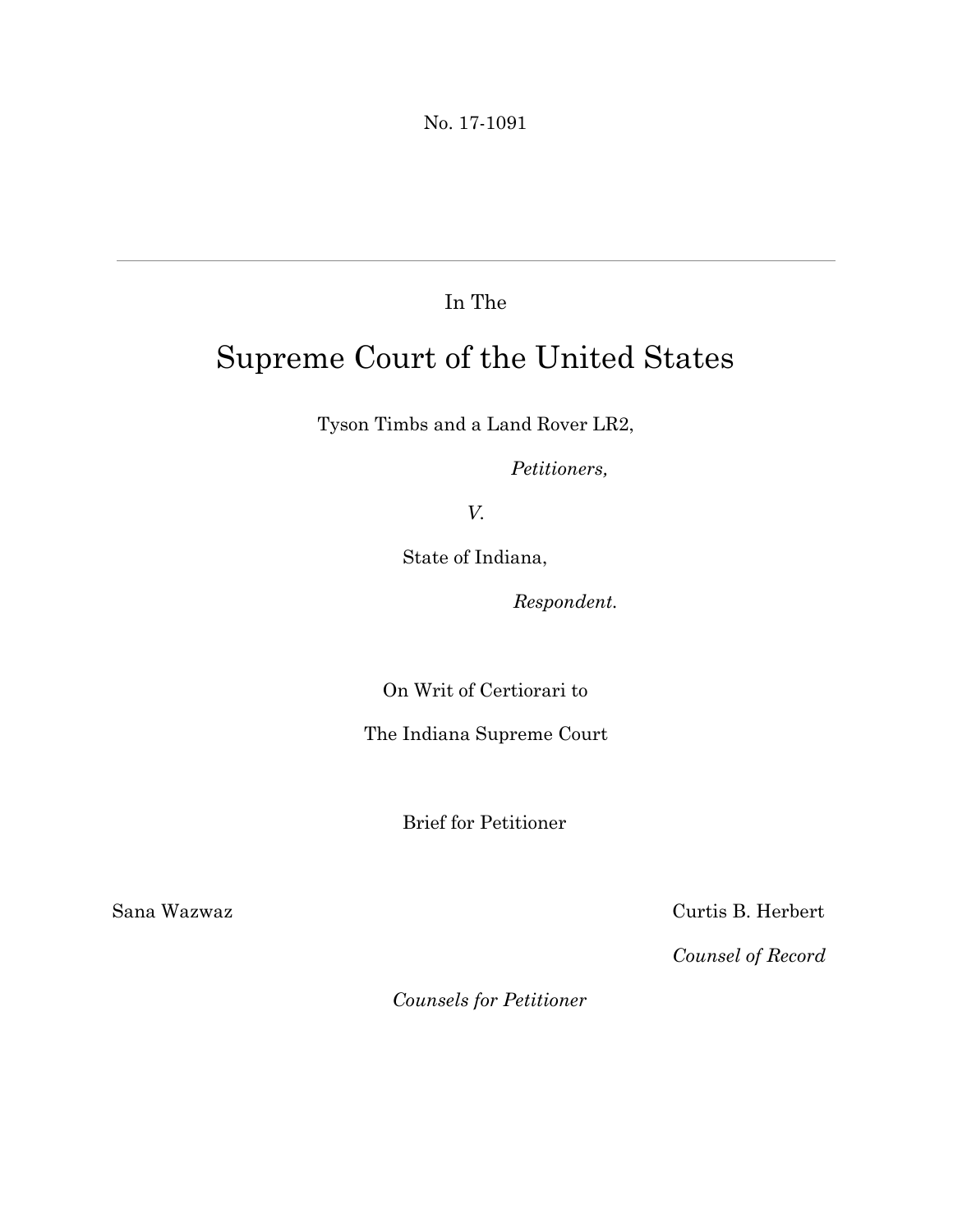No. 17-1091

---

In The

# Supreme Court of the United States

Tyson Timbs and a Land Rover LR2,

*Petitioners,*

*V.*

State of Indiana,

*Respondent.*

On Writ of Certiorari to

The Indiana Supreme Court

Brief for Petitioner

Sana Wazwaz

Curtis B. Herbert

*Counsel of Record*

*Counsels for Petitioner*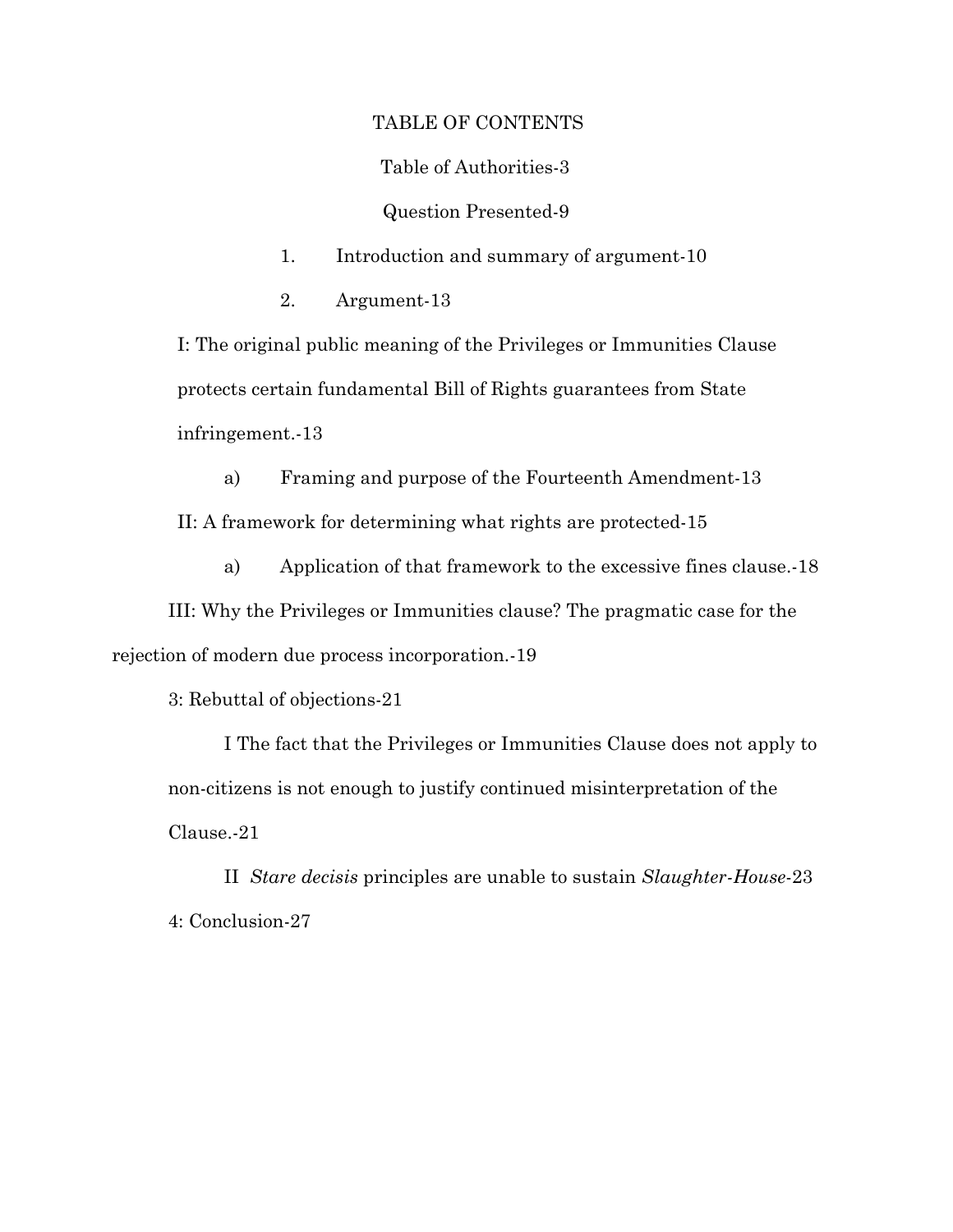# TABLE OF CONTENTS

Table of Authorities-3

Question Presented-9

1. Introduction and summary of argument-10

2. Argument-13

I: The original public meaning of the Privileges or Immunities Clause protects certain fundamental Bill of Rights guarantees from State infringement.-13

a) Framing and purpose of the Fourteenth Amendment-13

II: A framework for determining what rights are protected-15

a) Application of that framework to the excessive fines clause.-18

III: Why the Privileges or Immunities clause? The pragmatic case for the rejection of modern due process incorporation.-19

3: Rebuttal of objections-21

I The fact that the Privileges or Immunities Clause does not apply to non-citizens is not enough to justify continued misinterpretation of the Clause.-21

II *Stare decisis* principles are unable to sustain *Slaughter-House*-23

4: Conclusion-27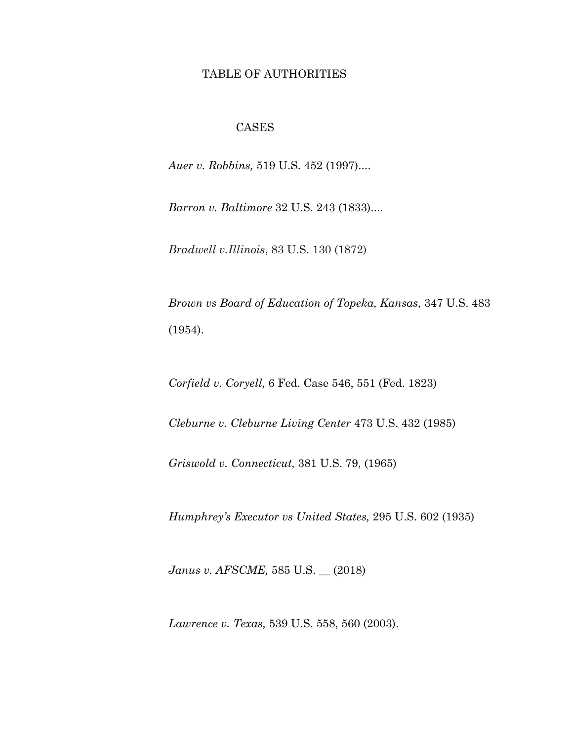# TABLE OF AUTHORITIES

## CASES

*Auer v. Robbins,* 519 U.S. 452 (1997)....

*Barron v. Baltimore* 32 U.S. 243 (1833)....

*Bradwell v.Illinois*, 83 U.S. 130 (1872)

*Brown vs Board of Education of Topeka, Kansas,* 347 U.S. 483 (1954).

*Corfield v. Coryell,* 6 Fed. Case 546, 551 (Fed. 1823)

*Cleburne v. Cleburne Living Center* 473 U.S. 432 (1985)

*Griswold v. Connecticut,* 381 U.S. 79, (1965)

*Humphrey's Executor vs United States,* 295 U.S. 602 (1935)

*Janus v. AFSCME,* 585 U.S. __ (2018)

*Lawrence v. Texas,* 539 U.S. 558, 560 (2003).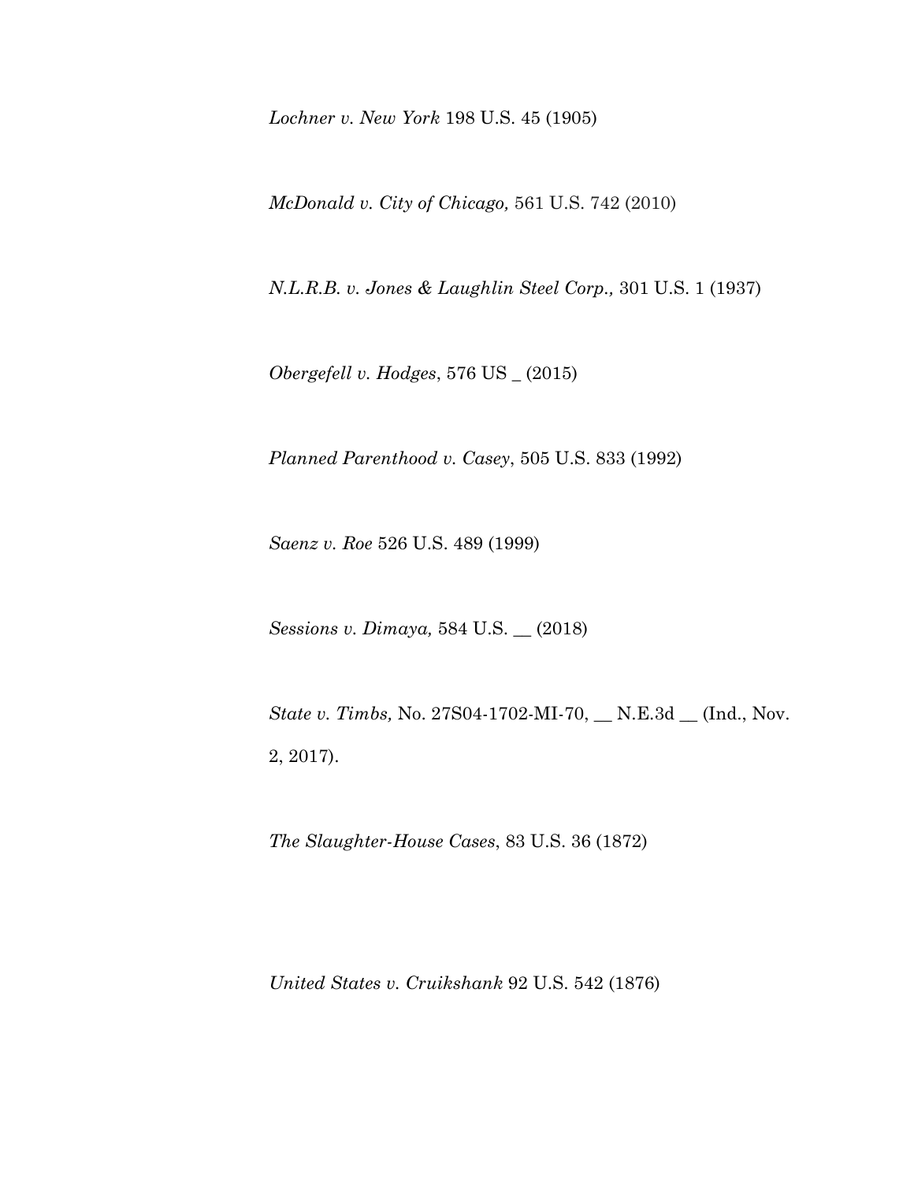*Lochner v. New York* 198 U.S. 45 (1905)

*McDonald v. City of Chicago,* 561 U.S. 742 (2010)

*N.L.R.B. v. Jones & Laughlin Steel Corp.,* 301 U.S. 1 (1937)

*Obergefell v. Hodges*, 576 US _ (2015)

*Planned Parenthood v. Casey*, 505 U.S. 833 (1992)

*Saenz v. Roe* 526 U.S. 489 (1999)

*Sessions v. Dimaya,* 584 U.S. __ (2018)

*State v. Timbs,* No. 27S04-1702-MI-70, __ N.E.3d __ (Ind., Nov. 2, 2017).

*The Slaughter-House Cases*, 83 U.S. 36 (1872)

*United States v. Cruikshank* 92 U.S. 542 (1876)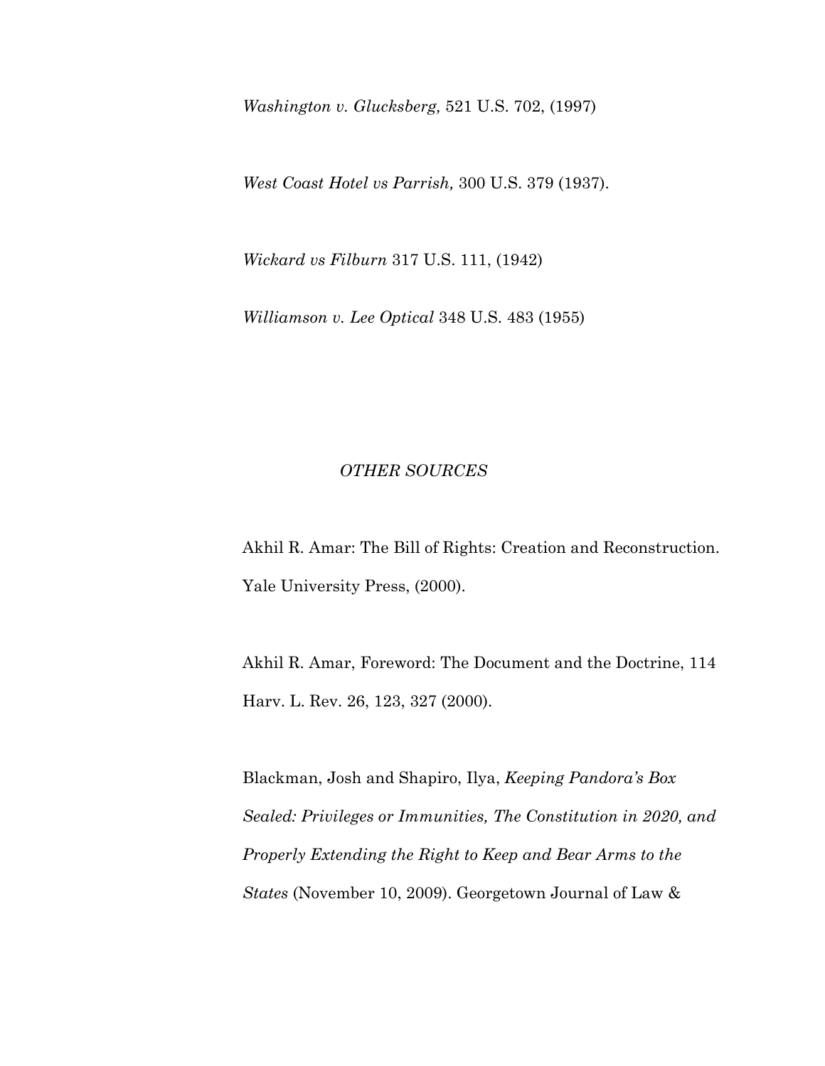*Washington v. Glucksberg,* 521 U.S. 702, (1997)

*West Coast Hotel vs Parrish,* 300 U.S. 379 (1937).

*Wickard vs Filburn* 317 U.S. 111, (1942)

*Williamson v. Lee Optical* 348 U.S. 483 (1955)

*OTHER SOURCES*

Akhil R. Amar: The Bill of Rights: Creation and Reconstruction. Yale University Press, (2000).

Akhil R. Amar, Foreword: The Document and the Doctrine, 114 Harv. L. Rev. 26, 123, 327 (2000).

Blackman, Josh and Shapiro, Ilya, *Keeping Pandora's Box Sealed: Privileges or Immunities, The Constitution in 2020, and Properly Extending the Right to Keep and Bear Arms to the States* (November 10, 2009). Georgetown Journal of Law &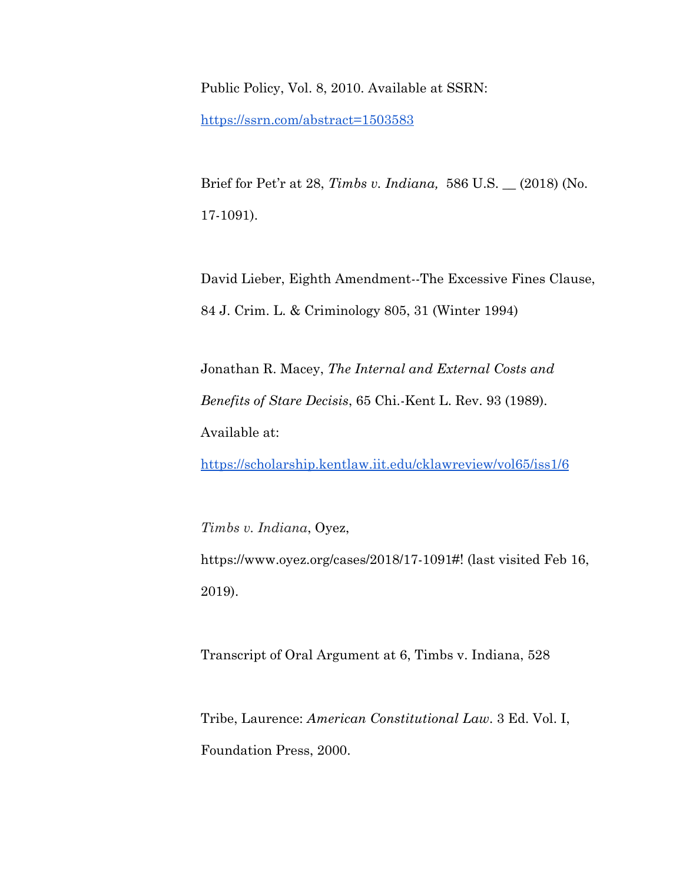Public Policy, Vol. 8, 2010. Available at SSRN: https://ssrn.com/abstract=1503583

Brief for Pet'r at 28, *Timbs v. Indiana,* 586 U.S. __ (2018) (No. 17-1091).

David Lieber, Eighth Amendment--The Excessive Fines Clause, 84 J. Crim. L. & Criminology 805, 31 (Winter 1994)

Jonathan R. Macey, *The Internal and External Costs and Benefits of Stare Decisis*, 65 Chi.-Kent L. Rev. 93 (1989). Available at: https://scholarship.kentlaw.iit.edu/cklawreview/vol65/iss1/6

*Timbs v. Indiana*, Oyez, https://www.oyez.org/cases/2018/17-1091#! (last visited Feb 16, 2019).

Transcript of Oral Argument at 6, Timbs v. Indiana, 528

Tribe, Laurence: *American Constitutional Law*. 3 Ed. Vol. I, Foundation Press, 2000.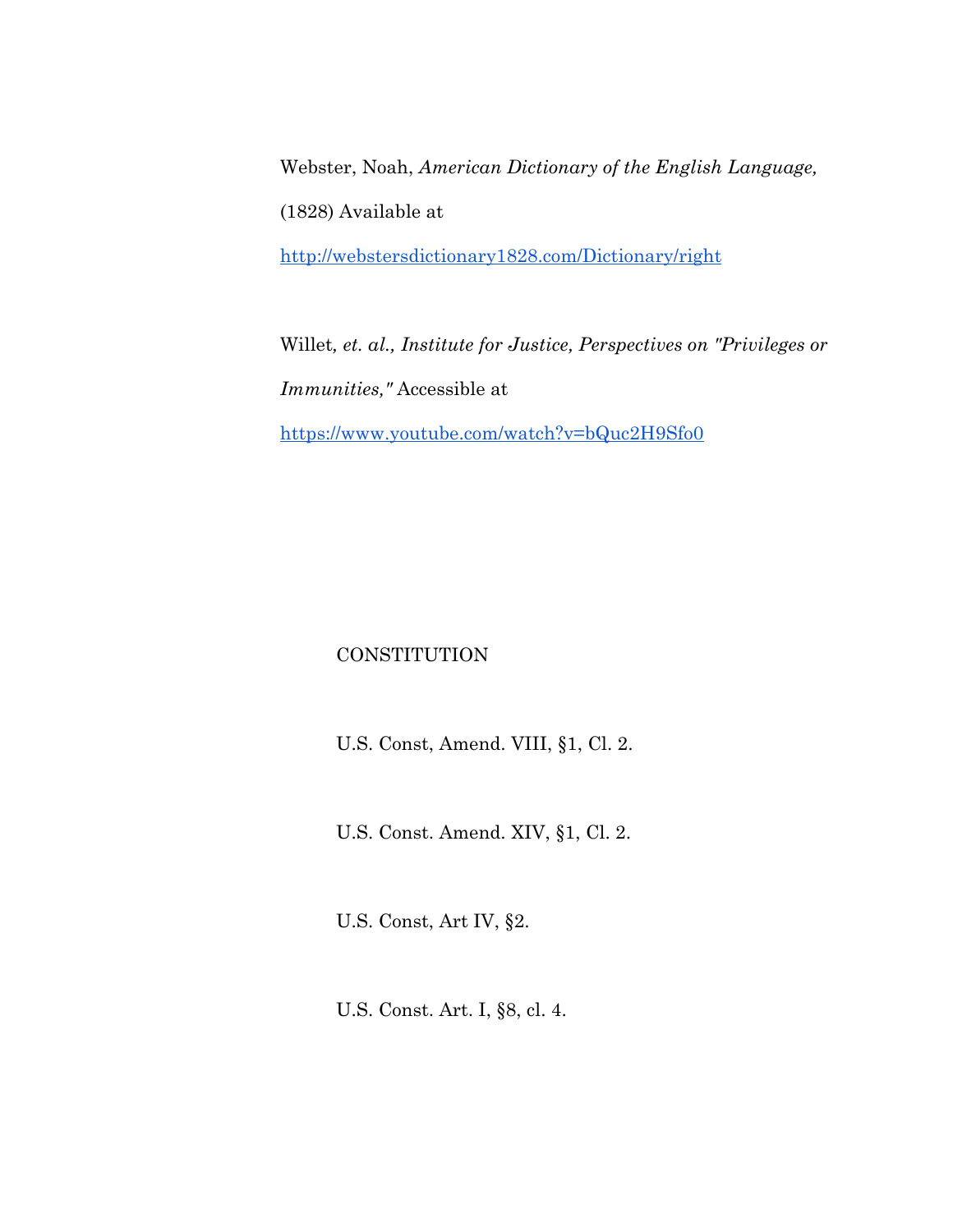Webster, Noah, *American Dictionary of the English Language,* (1828) Available at http://webstersdictionary1828.com/Dictionary/right

Willet*, et. al., Institute for Justice, Perspectives on "Privileges or Immunities,"* Accessible at https://www.youtube.com/watch?v=bQuc2H9Sfo0

CONSTITUTION

U.S. Const, Amend. VIII, §1, Cl. 2.

U.S. Const. Amend. XIV, §1, Cl. 2.

U.S. Const, Art IV, §2.

U.S. Const. Art. I, §8, cl. 4.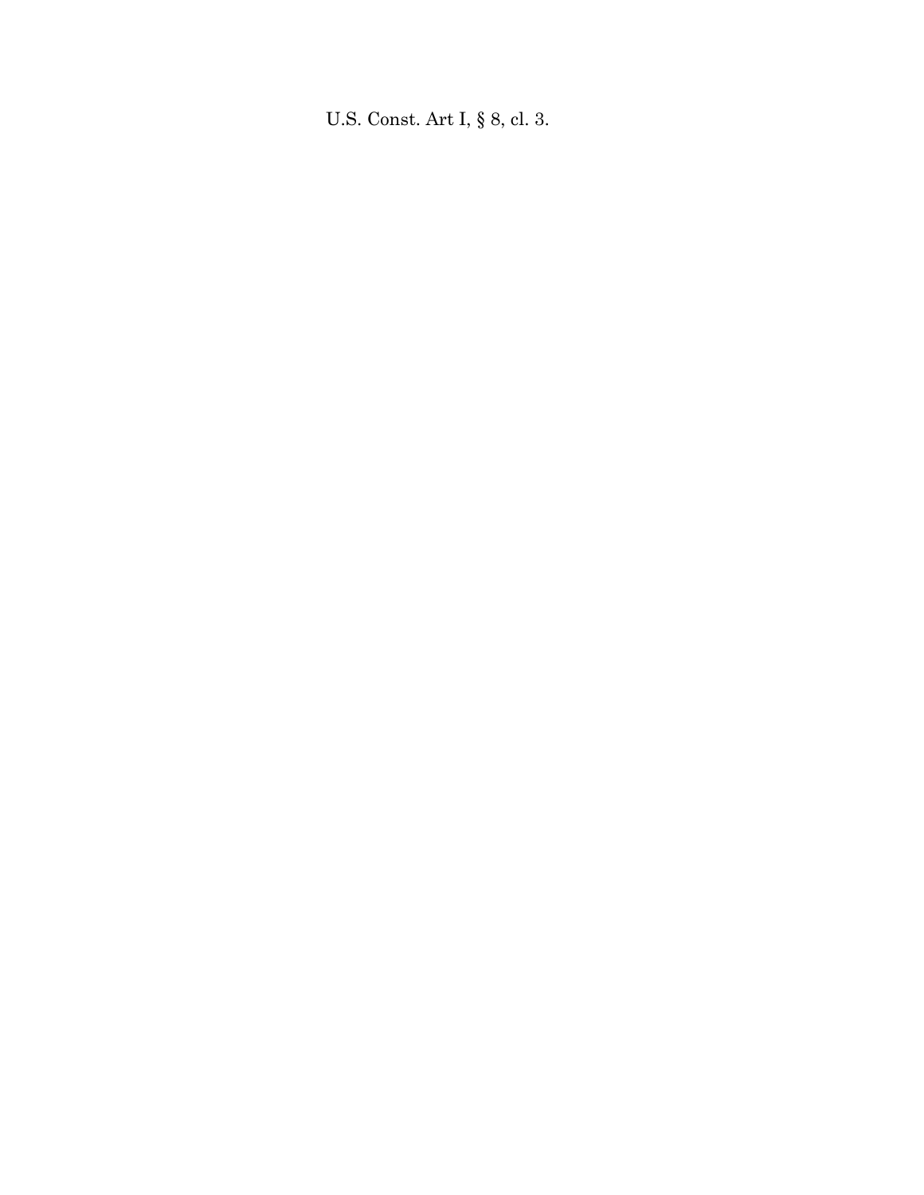U.S. Const. Art I, § 8, cl. 3.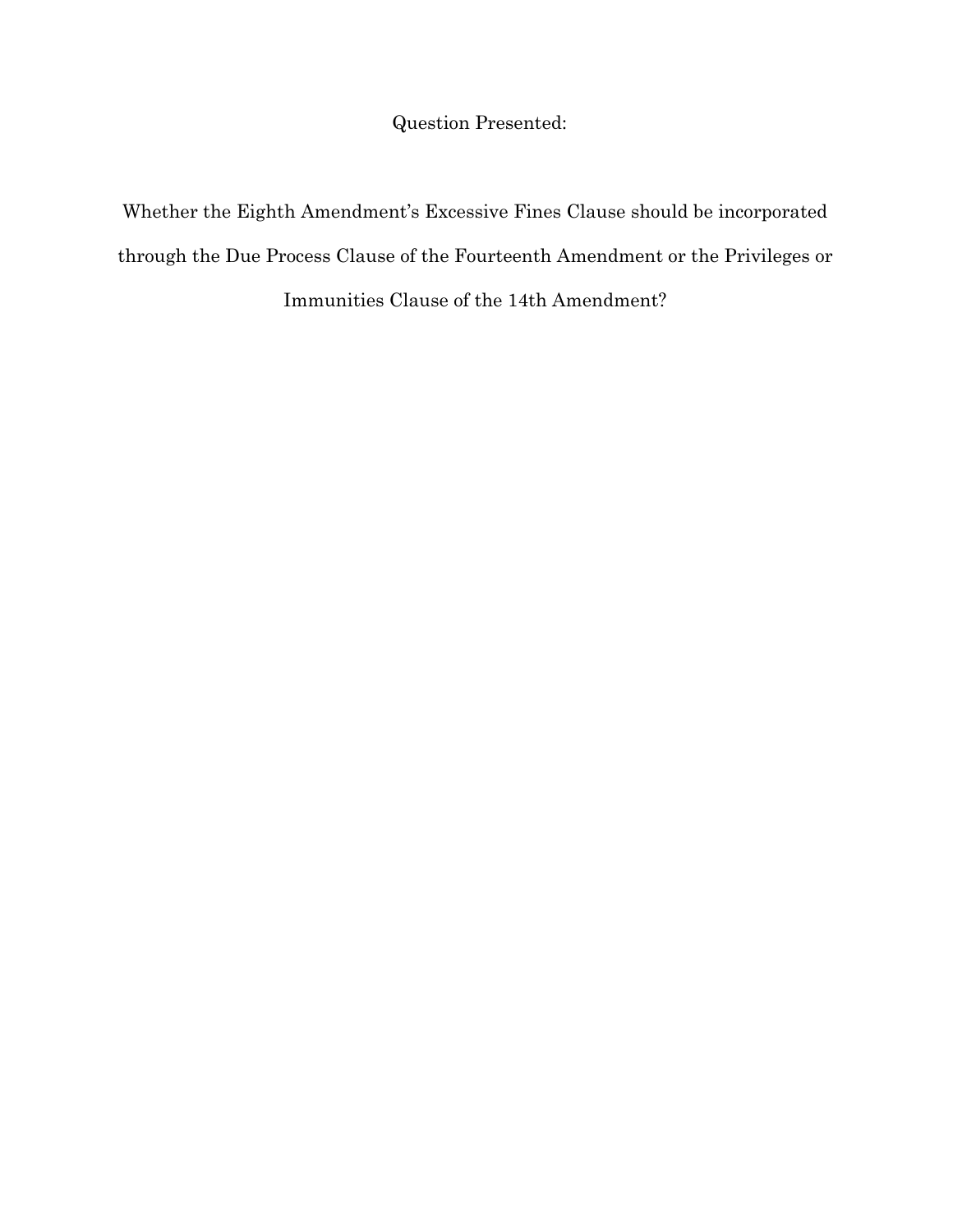# Question Presented:

Whether the Eighth Amendment's Excessive Fines Clause should be incorporated through the Due Process Clause of the Fourteenth Amendment or the Privileges or Immunities Clause of the 14th Amendment?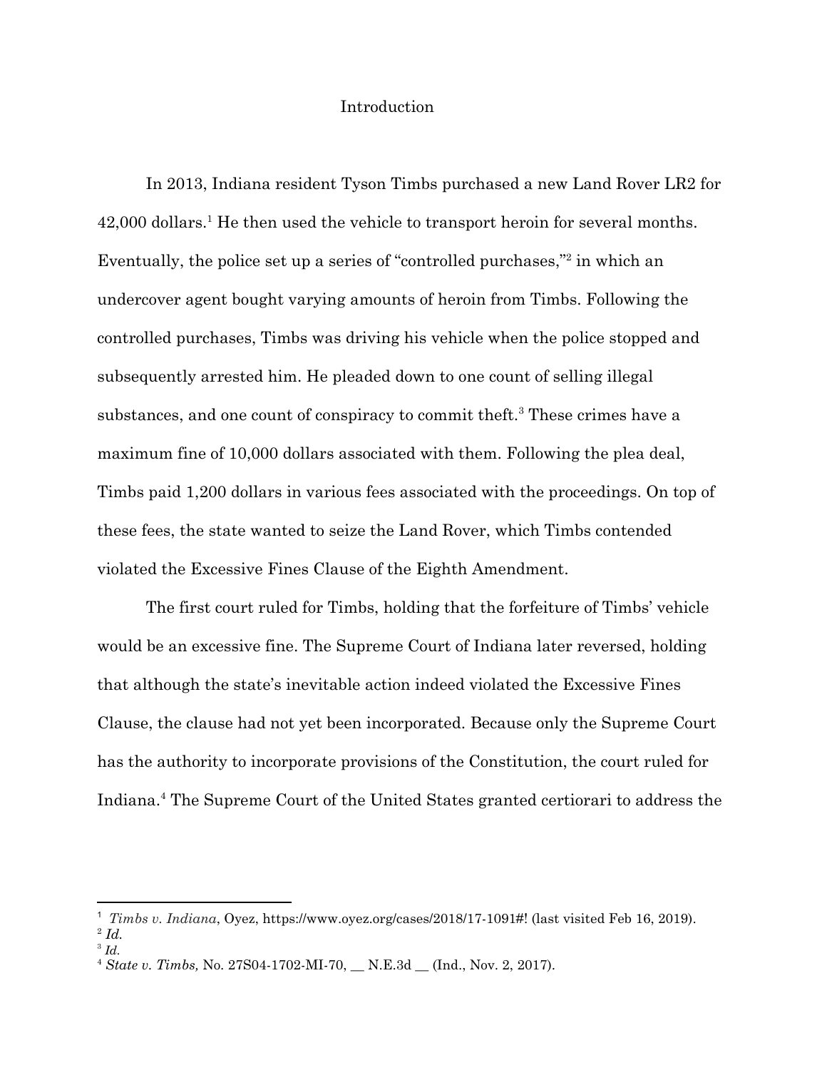# Introduction

In 2013, Indiana resident Tyson Timbs purchased a new Land Rover LR2 for 42,000 dollars.[1] He then used the vehicle to transport heroin for several months. Eventually, the police set up a series of "controlled purchases,"[2] in which an undercover agent bought varying amounts of heroin from Timbs. Following the controlled purchases, Timbs was driving his vehicle when the police stopped and subsequently arrested him. He pleaded down to one count of selling illegal substances, and one count of conspiracy to commit theft.[3] These crimes have a maximum fine of 10,000 dollars associated with them. Following the plea deal, Timbs paid 1,200 dollars in various fees associated with the proceedings. On top of these fees, the state wanted to seize the Land Rover, which Timbs contended violated the Excessive Fines Clause of the Eighth Amendment.

The first court ruled for Timbs, holding that the forfeiture of Timbs' vehicle would be an excessive fine. The Supreme Court of Indiana later reversed, holding that although the state's inevitable action indeed violated the Excessive Fines Clause, the clause had not yet been incorporated. Because only the Supreme Court has the authority to incorporate provisions of the Constitution, the court ruled for Indiana.[4] The Supreme Court of the United States granted certiorari to address the

---

[1] *Timbs v. Indiana*, Oyez, https://www.oyez.org/cases/2018/17-1091#! (last visited Feb 16, 2019).
[2] *Id.*
[3] *Id.*
[4] *State v. Timbs,* No. 27S04-1702-MI-70, __ N.E.3d __ (Ind., Nov. 2, 2017).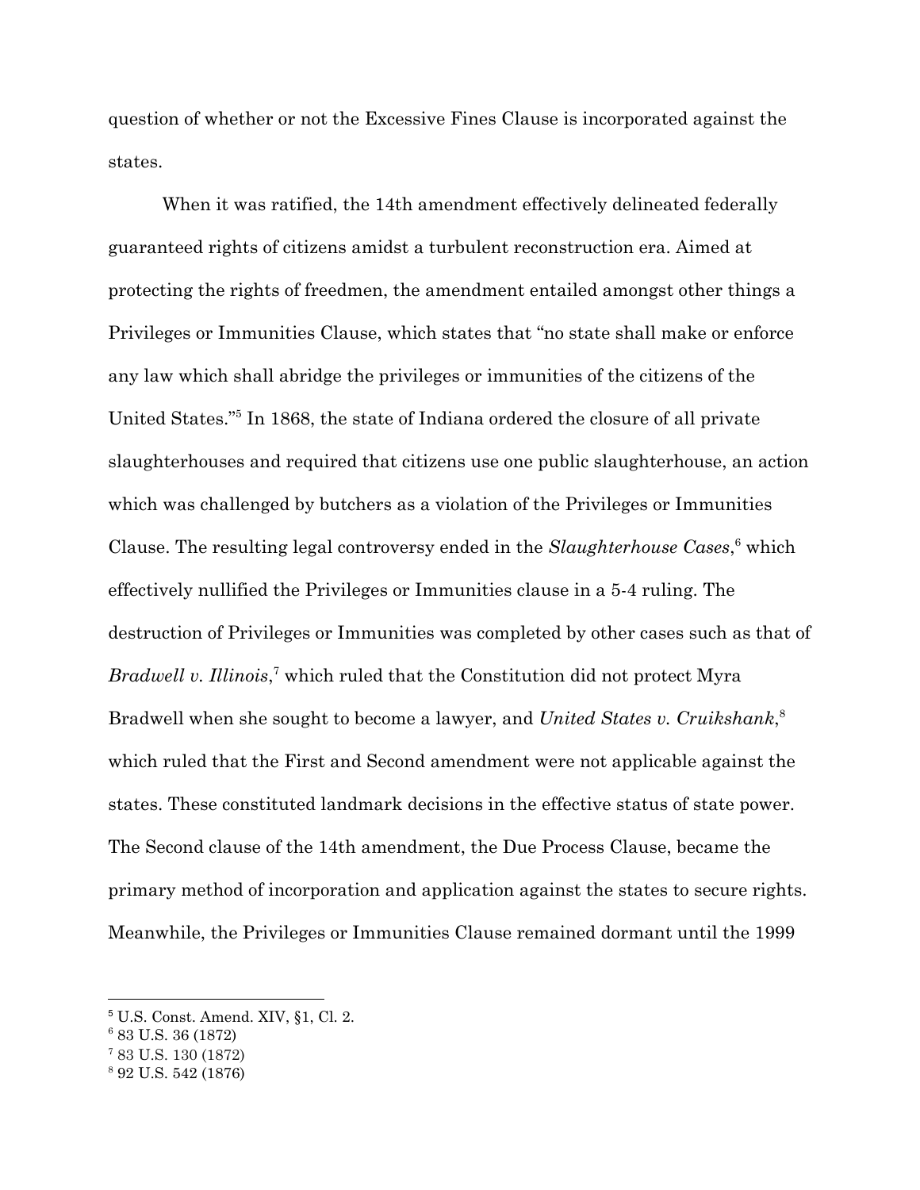question of whether or not the Excessive Fines Clause is incorporated against the states.

When it was ratified, the 14th amendment effectively delineated federally guaranteed rights of citizens amidst a turbulent reconstruction era. Aimed at protecting the rights of freedmen, the amendment entailed amongst other things a Privileges or Immunities Clause, which states that "no state shall make or enforce any law which shall abridge the privileges or immunities of the citizens of the United States."[5] In 1868, the state of Indiana ordered the closure of all private slaughterhouses and required that citizens use one public slaughterhouse, an action which was challenged by butchers as a violation of the Privileges or Immunities Clause. The resulting legal controversy ended in the *Slaughterhouse Cases*,[6] which effectively nullified the Privileges or Immunities clause in a 5-4 ruling. The destruction of Privileges or Immunities was completed by other cases such as that of *Bradwell v. Illinois*,[7] which ruled that the Constitution did not protect Myra Bradwell when she sought to become a lawyer, and *United States v. Cruikshank*,[8] which ruled that the First and Second amendment were not applicable against the states. These constituted landmark decisions in the effective status of state power. The Second clause of the 14th amendment, the Due Process Clause, became the primary method of incorporation and application against the states to secure rights. Meanwhile, the Privileges or Immunities Clause remained dormant until the 1999

[5] U.S. Const. Amend. XIV, §1, Cl. 2.

[6] 83 U.S. 36 (1872)

[7] 83 U.S. 130 (1872)

[8] 92 U.S. 542 (1876)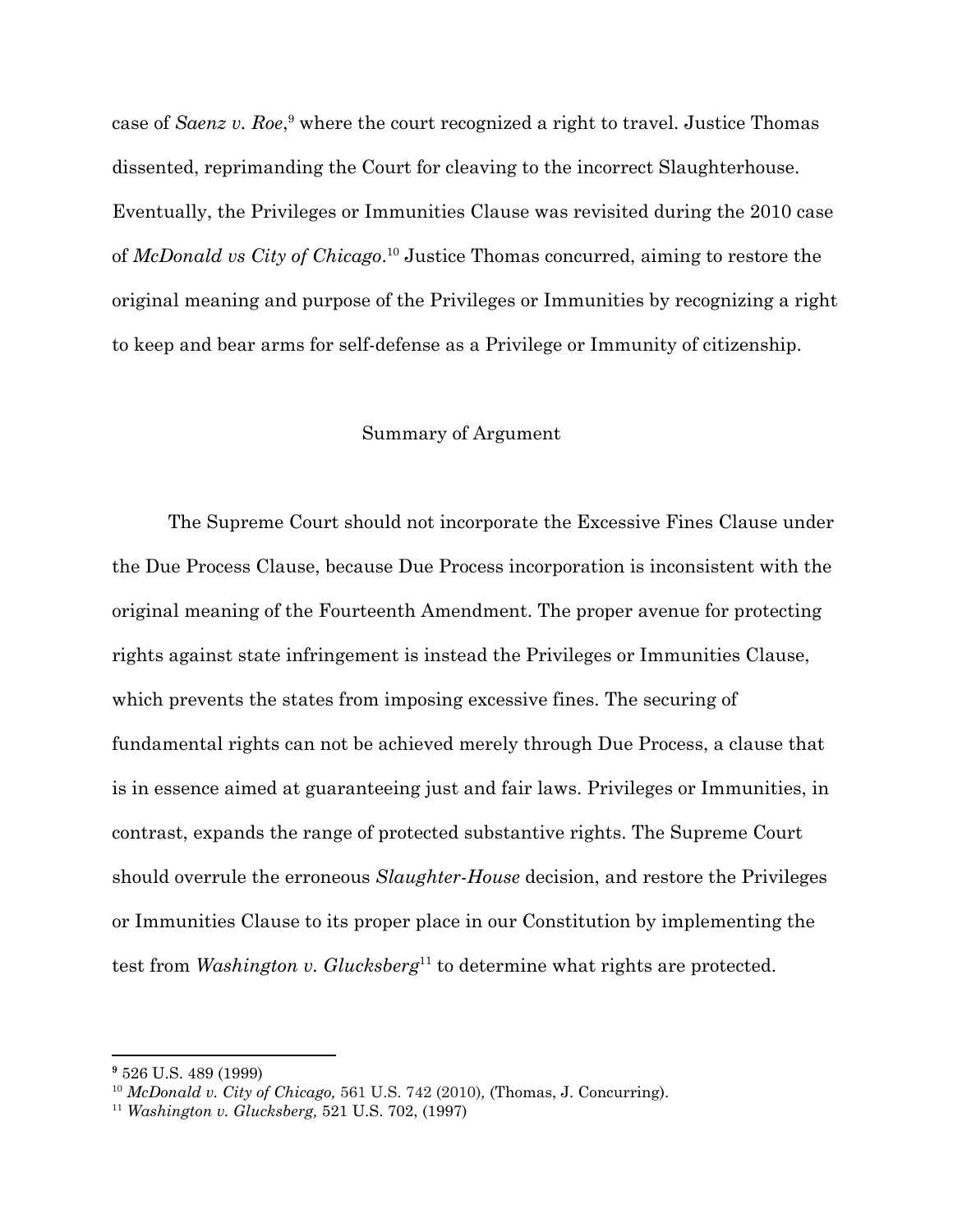case of *Saenz v. Roe*,[9] where the court recognized a right to travel. Justice Thomas dissented, reprimanding the Court for cleaving to the incorrect Slaughterhouse. Eventually, the Privileges or Immunities Clause was revisited during the 2010 case of *McDonald vs City of Chicago*.[10] Justice Thomas concurred, aiming to restore the original meaning and purpose of the Privileges or Immunities by recognizing a right to keep and bear arms for self-defense as a Privilege or Immunity of citizenship.

## Summary of Argument

The Supreme Court should not incorporate the Excessive Fines Clause under the Due Process Clause, because Due Process incorporation is inconsistent with the original meaning of the Fourteenth Amendment. The proper avenue for protecting rights against state infringement is instead the Privileges or Immunities Clause, which prevents the states from imposing excessive fines. The securing of fundamental rights can not be achieved merely through Due Process, a clause that is in essence aimed at guaranteeing just and fair laws. Privileges or Immunities, in contrast, expands the range of protected substantive rights. The Supreme Court should overrule the erroneous *Slaughter-House* decision, and restore the Privileges or Immunities Clause to its proper place in our Constitution by implementing the test from *Washington v. Glucksberg*[11] to determine what rights are protected.

---

[9] 526 U.S. 489 (1999)

[10] *McDonald v. City of Chicago,* 561 U.S. 742 (2010), (Thomas, J. Concurring).

[11] *Washington v. Glucksberg,* 521 U.S. 702, (1997)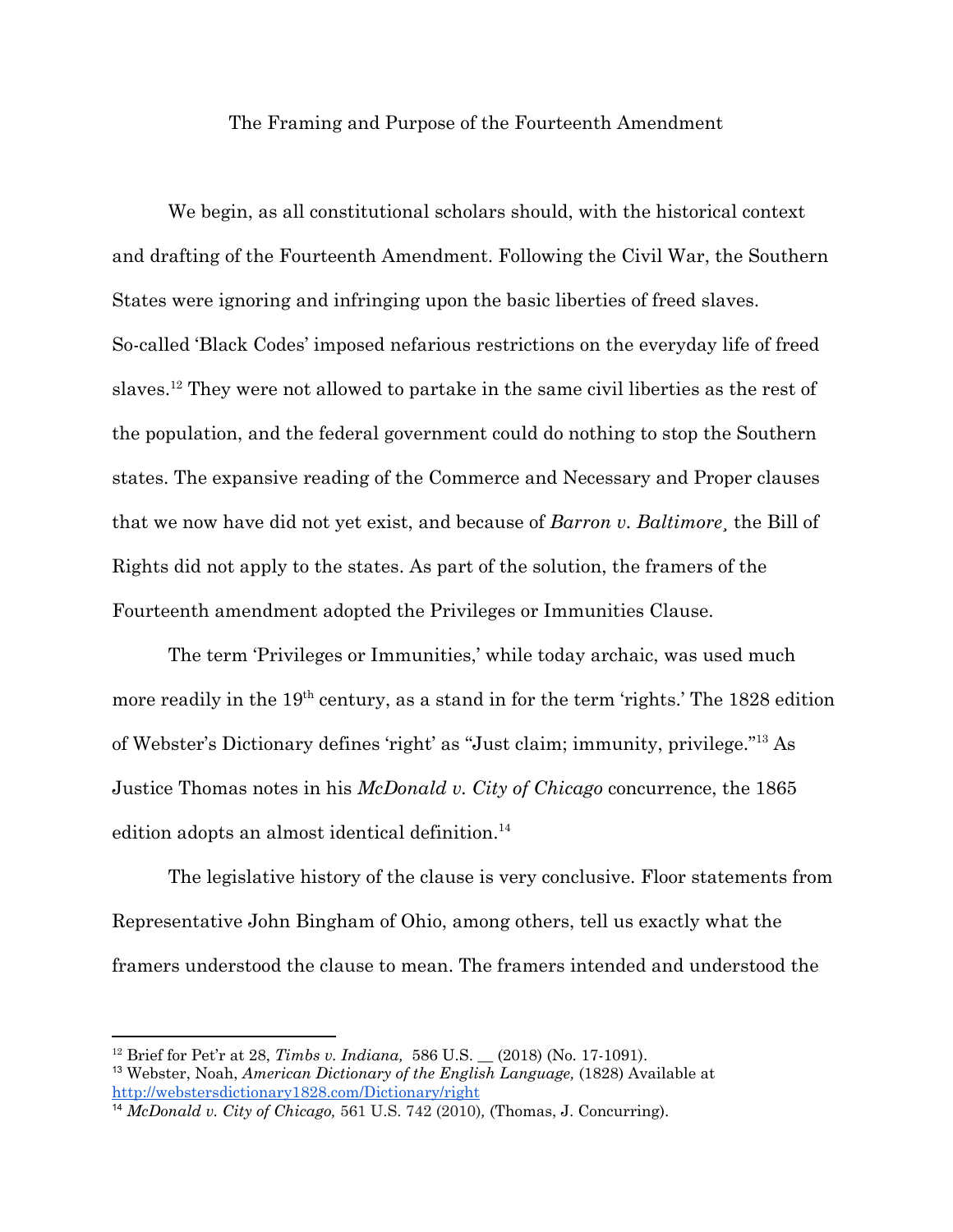## The Framing and Purpose of the Fourteenth Amendment

We begin, as all constitutional scholars should, with the historical context and drafting of the Fourteenth Amendment. Following the Civil War, the Southern States were ignoring and infringing upon the basic liberties of freed slaves. So-called 'Black Codes' imposed nefarious restrictions on the everyday life of freed slaves.[12] They were not allowed to partake in the same civil liberties as the rest of the population, and the federal government could do nothing to stop the Southern states. The expansive reading of the Commerce and Necessary and Proper clauses that we now have did not yet exist, and because of *Barron v. Baltimore¸* the Bill of Rights did not apply to the states. As part of the solution, the framers of the Fourteenth amendment adopted the Privileges or Immunities Clause.

The term 'Privileges or Immunities,' while today archaic, was used much more readily in the 19th century, as a stand in for the term 'rights.' The 1828 edition of Webster's Dictionary defines 'right' as "Just claim; immunity, privilege."[13] As Justice Thomas notes in his *McDonald v. City of Chicago* concurrence, the 1865 edition adopts an almost identical definition.[14]

The legislative history of the clause is very conclusive. Floor statements from Representative John Bingham of Ohio, among others, tell us exactly what the framers understood the clause to mean. The framers intended and understood the

---

[12] Brief for Pet'r at 28, *Timbs v. Indiana,* 586 U.S. __ (2018) (No. 17-1091).

[13] Webster, Noah, *American Dictionary of the English Language,* (1828) Available at http://webstersdictionary1828.com/Dictionary/right

[14] *McDonald v. City of Chicago,* 561 U.S. 742 (2010), (Thomas, J. Concurring).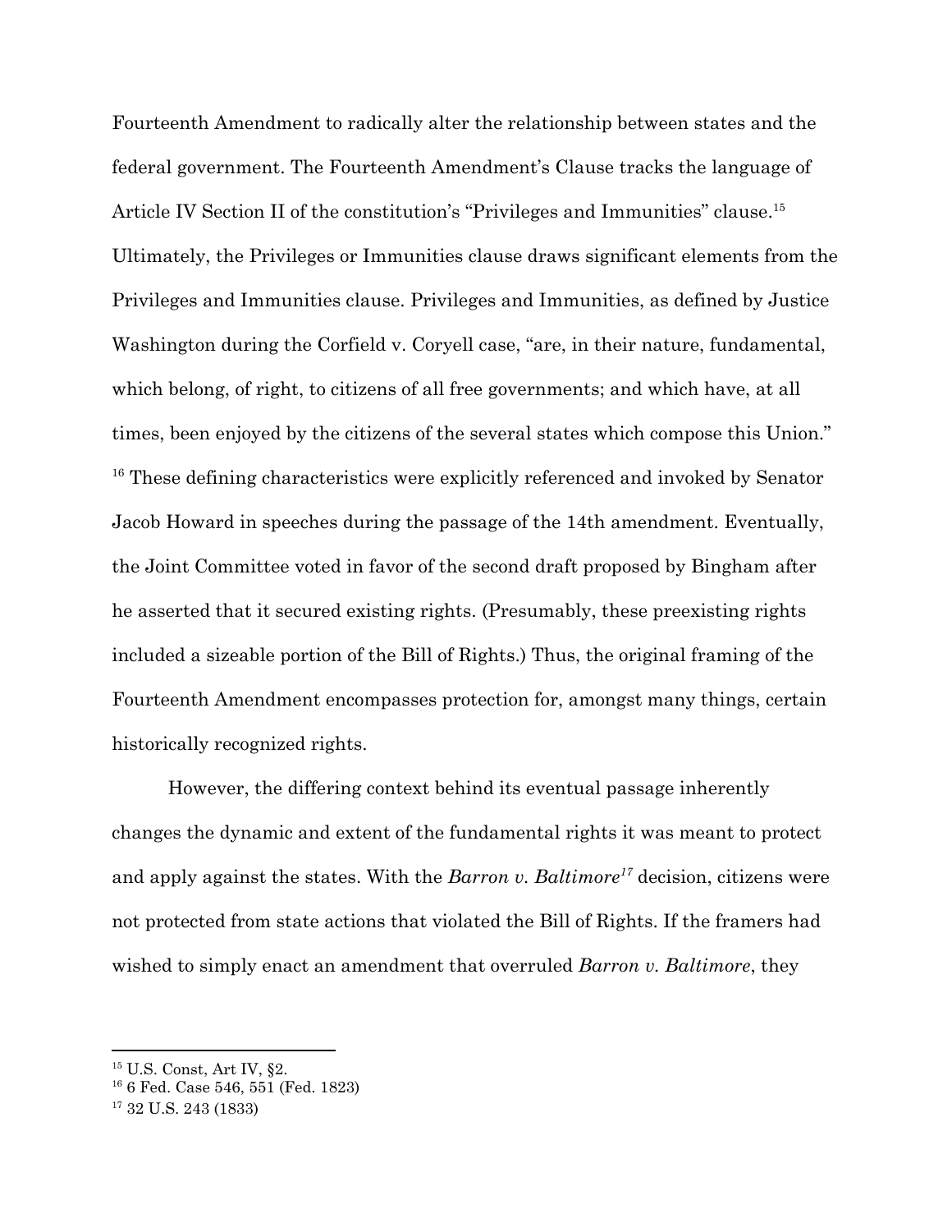Fourteenth Amendment to radically alter the relationship between states and the federal government. The Fourteenth Amendment's Clause tracks the language of Article IV Section II of the constitution's "Privileges and Immunities" clause.[15] Ultimately, the Privileges or Immunities clause draws significant elements from the Privileges and Immunities clause. Privileges and Immunities, as defined by Justice Washington during the Corfield v. Coryell case, "are, in their nature, fundamental, which belong, of right, to citizens of all free governments; and which have, at all times, been enjoyed by the citizens of the several states which compose this Union."[16] These defining characteristics were explicitly referenced and invoked by Senator Jacob Howard in speeches during the passage of the 14th amendment. Eventually, the Joint Committee voted in favor of the second draft proposed by Bingham after he asserted that it secured existing rights. (Presumably, these preexisting rights included a sizeable portion of the Bill of Rights.) Thus, the original framing of the Fourteenth Amendment encompasses protection for, amongst many things, certain historically recognized rights.

However, the differing context behind its eventual passage inherently changes the dynamic and extent of the fundamental rights it was meant to protect and apply against the states. With the *Barron v. Baltimore*[17] decision, citizens were not protected from state actions that violated the Bill of Rights. If the framers had wished to simply enact an amendment that overruled *Barron v. Baltimore*, they

---

[15] U.S. Const, Art IV, §2.

[16] 6 Fed. Case 546, 551 (Fed. 1823)

[17] 32 U.S. 243 (1833)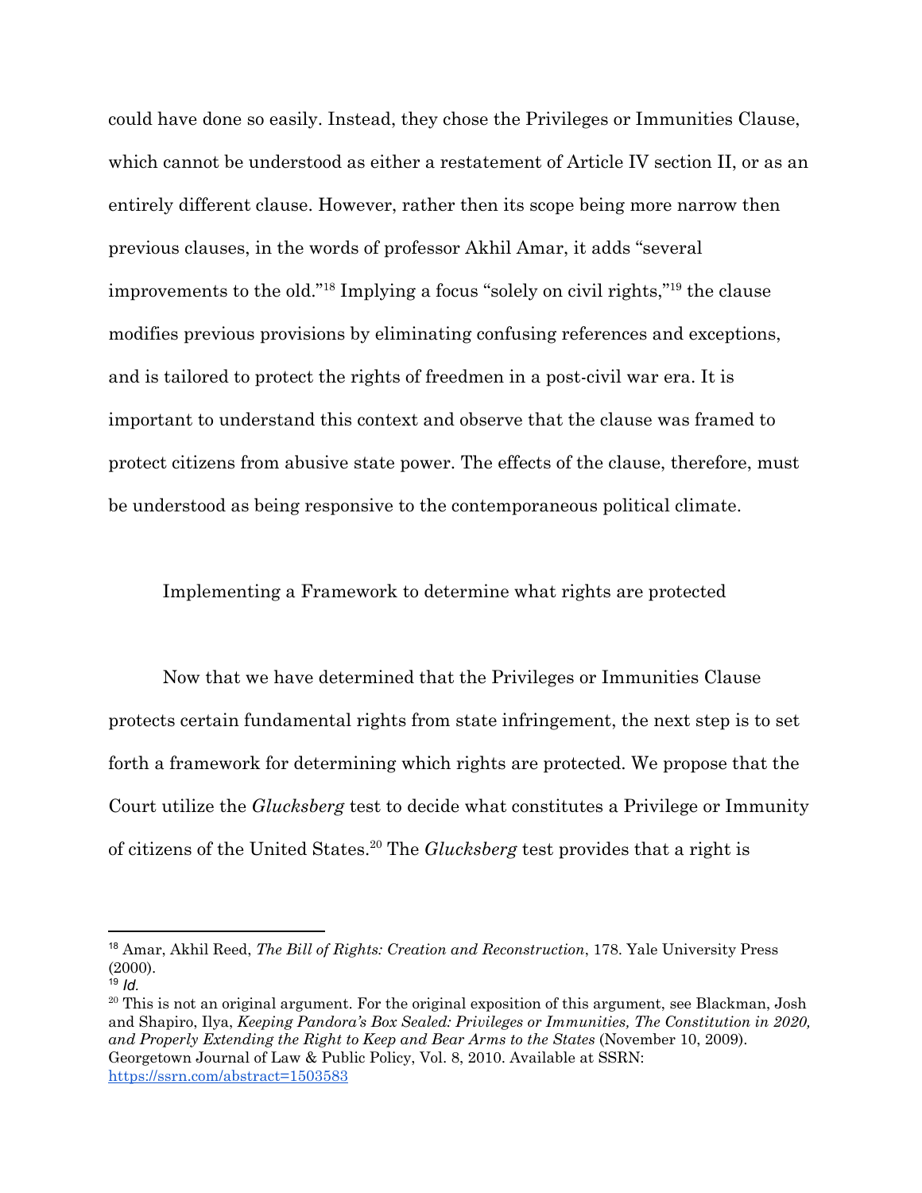could have done so easily. Instead, they chose the Privileges or Immunities Clause, which cannot be understood as either a restatement of Article IV section II, or as an entirely different clause. However, rather then its scope being more narrow then previous clauses, in the words of professor Akhil Amar, it adds "several improvements to the old."[18] Implying a focus "solely on civil rights,"[19] the clause modifies previous provisions by eliminating confusing references and exceptions, and is tailored to protect the rights of freedmen in a post-civil war era. It is important to understand this context and observe that the clause was framed to protect citizens from abusive state power. The effects of the clause, therefore, must be understood as being responsive to the contemporaneous political climate.

## Implementing a Framework to determine what rights are protected

Now that we have determined that the Privileges or Immunities Clause protects certain fundamental rights from state infringement, the next step is to set forth a framework for determining which rights are protected. We propose that the Court utilize the *Glucksberg* test to decide what constitutes a Privilege or Immunity of citizens of the United States.[20] The *Glucksberg* test provides that a right is

---

[18] Amar, Akhil Reed, *The Bill of Rights: Creation and Reconstruction*, 178. Yale University Press (2000).

[19] *Id.*

[20] This is not an original argument. For the original exposition of this argument, see Blackman, Josh and Shapiro, Ilya, *Keeping Pandora's Box Sealed: Privileges or Immunities, The Constitution in 2020, and Properly Extending the Right to Keep and Bear Arms to the States* (November 10, 2009). Georgetown Journal of Law & Public Policy, Vol. 8, 2010. Available at SSRN: https://ssrn.com/abstract=1503583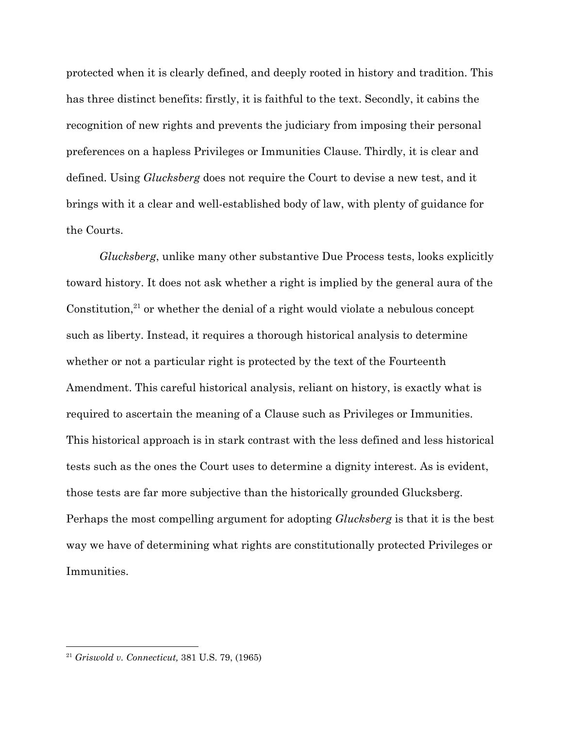protected when it is clearly defined, and deeply rooted in history and tradition. This has three distinct benefits: firstly, it is faithful to the text. Secondly, it cabins the recognition of new rights and prevents the judiciary from imposing their personal preferences on a hapless Privileges or Immunities Clause. Thirdly, it is clear and defined. Using *Glucksberg* does not require the Court to devise a new test, and it brings with it a clear and well-established body of law, with plenty of guidance for the Courts.

*Glucksberg*, unlike many other substantive Due Process tests, looks explicitly toward history. It does not ask whether a right is implied by the general aura of the Constitution,[21] or whether the denial of a right would violate a nebulous concept such as liberty. Instead, it requires a thorough historical analysis to determine whether or not a particular right is protected by the text of the Fourteenth Amendment. This careful historical analysis, reliant on history, is exactly what is required to ascertain the meaning of a Clause such as Privileges or Immunities. This historical approach is in stark contrast with the less defined and less historical tests such as the ones the Court uses to determine a dignity interest. As is evident, those tests are far more subjective than the historically grounded Glucksberg. Perhaps the most compelling argument for adopting *Glucksberg* is that it is the best way we have of determining what rights are constitutionally protected Privileges or Immunities.

---

[21] *Griswold v. Connecticut,* 381 U.S. 79, (1965)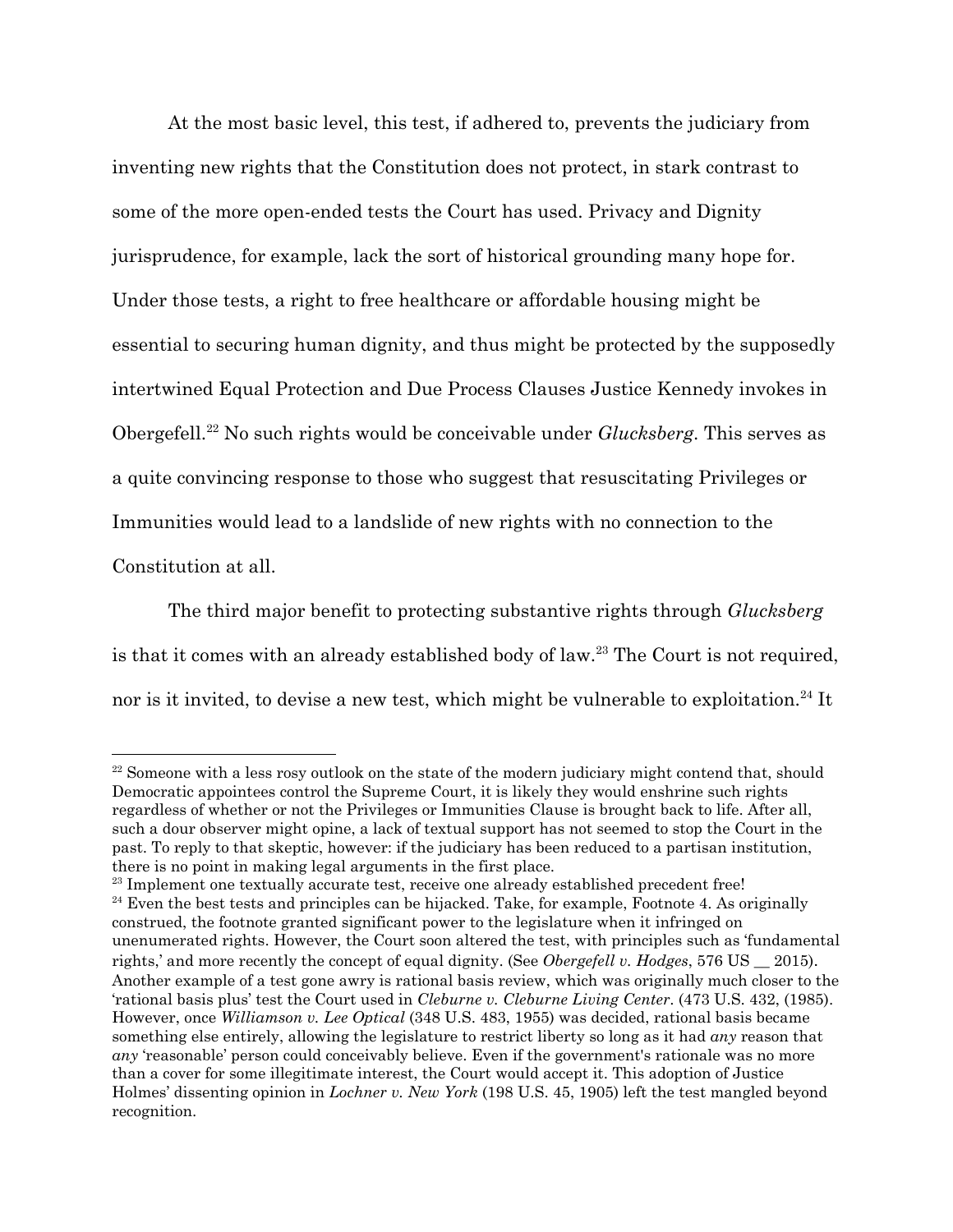At the most basic level, this test, if adhered to, prevents the judiciary from inventing new rights that the Constitution does not protect, in stark contrast to some of the more open-ended tests the Court has used. Privacy and Dignity jurisprudence, for example, lack the sort of historical grounding many hope for. Under those tests, a right to free healthcare or affordable housing might be essential to securing human dignity, and thus might be protected by the supposedly intertwined Equal Protection and Due Process Clauses Justice Kennedy invokes in Obergefell.[22] No such rights would be conceivable under *Glucksberg*. This serves as a quite convincing response to those who suggest that resuscitating Privileges or Immunities would lead to a landslide of new rights with no connection to the Constitution at all.

The third major benefit to protecting substantive rights through *Glucksberg* is that it comes with an already established body of law.[23] The Court is not required, nor is it invited, to devise a new test, which might be vulnerable to exploitation.[24] It

---

[22] Someone with a less rosy outlook on the state of the modern judiciary might contend that, should Democratic appointees control the Supreme Court, it is likely they would enshrine such rights regardless of whether or not the Privileges or Immunities Clause is brought back to life. After all, such a dour observer might opine, a lack of textual support has not seemed to stop the Court in the past. To reply to that skeptic, however: if the judiciary has been reduced to a partisan institution, there is no point in making legal arguments in the first place.

[23] Implement one textually accurate test, receive one already established precedent free!

[24] Even the best tests and principles can be hijacked. Take, for example, Footnote 4. As originally construed, the footnote granted significant power to the legislature when it infringed on unenumerated rights. However, the Court soon altered the test, with principles such as 'fundamental rights,' and more recently the concept of equal dignity. (See *Obergefell v. Hodges*, 576 US __ 2015). Another example of a test gone awry is rational basis review, which was originally much closer to the 'rational basis plus' test the Court used in *Cleburne v. Cleburne Living Center*. (473 U.S. 432, (1985). However, once *Williamson v. Lee Optical* (348 U.S. 483, 1955) was decided, rational basis became something else entirely, allowing the legislature to restrict liberty so long as it had *any* reason that *any* 'reasonable' person could conceivably believe. Even if the government's rationale was no more than a cover for some illegitimate interest, the Court would accept it. This adoption of Justice Holmes' dissenting opinion in *Lochner v. New York* (198 U.S. 45, 1905) left the test mangled beyond recognition.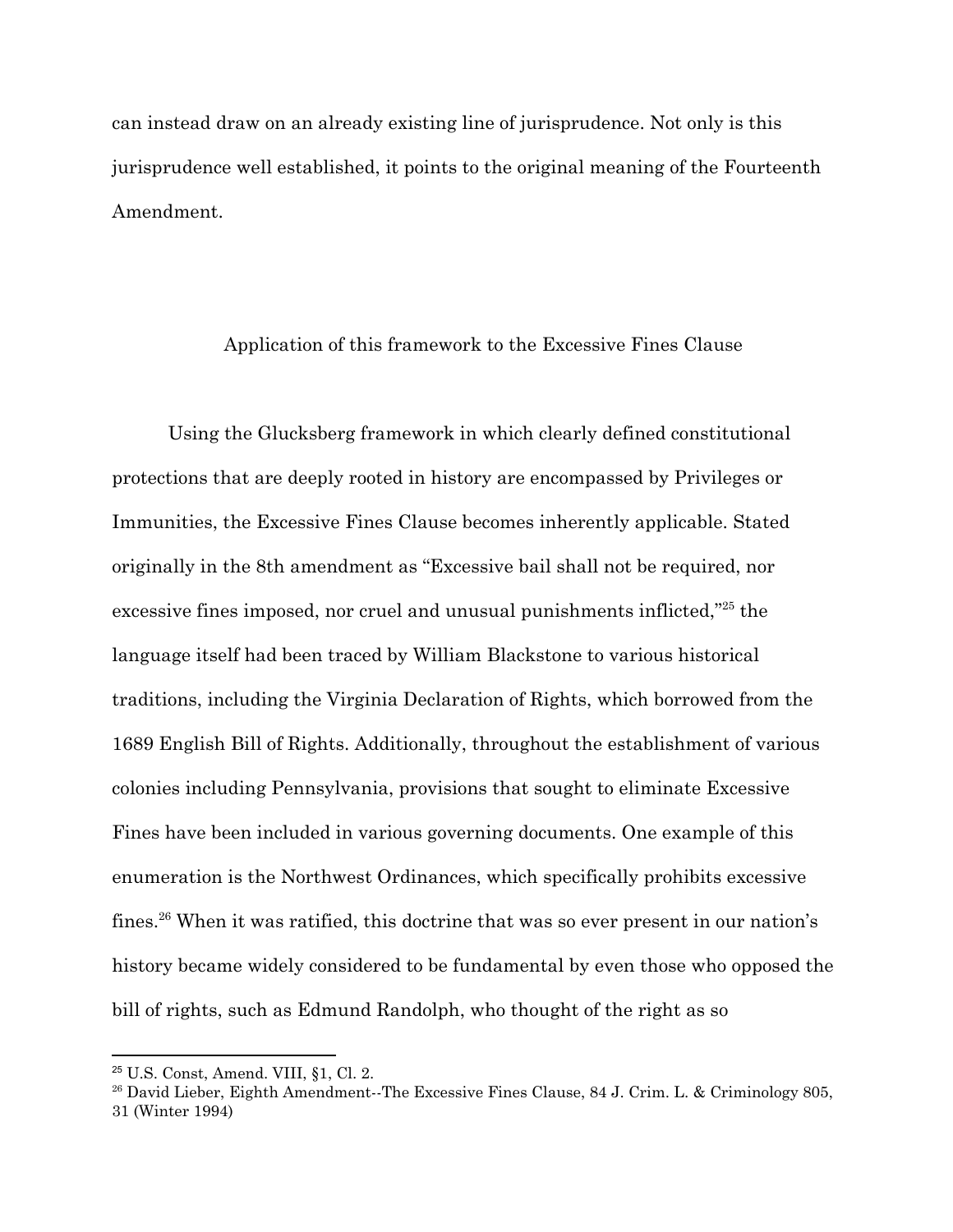can instead draw on an already existing line of jurisprudence. Not only is this jurisprudence well established, it points to the original meaning of the Fourteenth Amendment.

## Application of this framework to the Excessive Fines Clause

Using the Glucksberg framework in which clearly defined constitutional protections that are deeply rooted in history are encompassed by Privileges or Immunities, the Excessive Fines Clause becomes inherently applicable. Stated originally in the 8th amendment as "Excessive bail shall not be required, nor excessive fines imposed, nor cruel and unusual punishments inflicted,"[25] the language itself had been traced by William Blackstone to various historical traditions, including the Virginia Declaration of Rights, which borrowed from the 1689 English Bill of Rights. Additionally, throughout the establishment of various colonies including Pennsylvania, provisions that sought to eliminate Excessive Fines have been included in various governing documents. One example of this enumeration is the Northwest Ordinances, which specifically prohibits excessive fines.[26] When it was ratified, this doctrine that was so ever present in our nation's history became widely considered to be fundamental by even those who opposed the bill of rights, such as Edmund Randolph, who thought of the right as so

---

[25] U.S. Const, Amend. VIII, §1, Cl. 2.

[26] David Lieber, Eighth Amendment--The Excessive Fines Clause, 84 J. Crim. L. & Criminology 805, 31 (Winter 1994)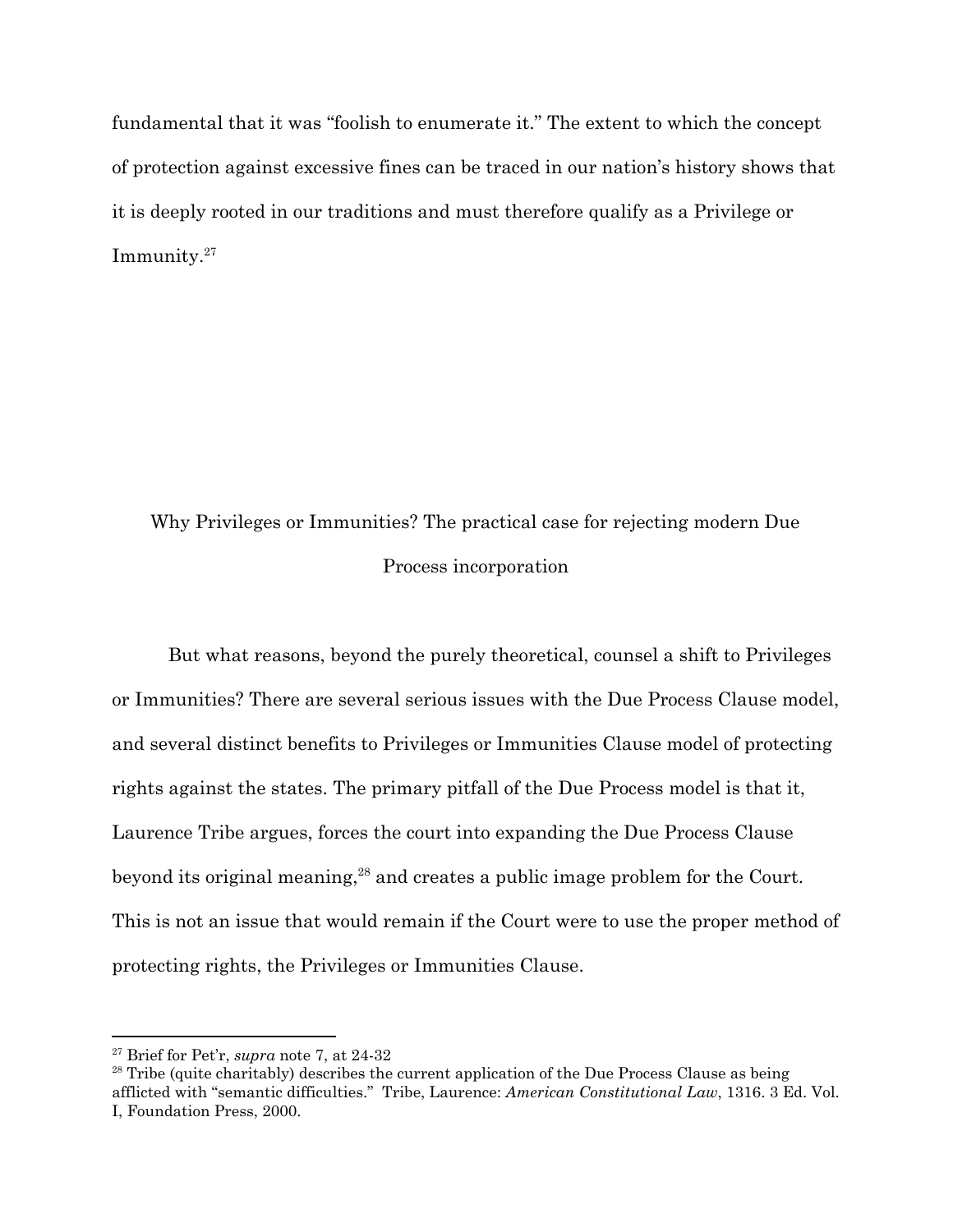fundamental that it was "foolish to enumerate it." The extent to which the concept of protection against excessive fines can be traced in our nation's history shows that it is deeply rooted in our traditions and must therefore qualify as a Privilege or Immunity.[27]

## Why Privileges or Immunities? The practical case for rejecting modern Due Process incorporation

But what reasons, beyond the purely theoretical, counsel a shift to Privileges or Immunities? There are several serious issues with the Due Process Clause model, and several distinct benefits to Privileges or Immunities Clause model of protecting rights against the states. The primary pitfall of the Due Process model is that it, Laurence Tribe argues, forces the court into expanding the Due Process Clause beyond its original meaning,[28] and creates a public image problem for the Court. This is not an issue that would remain if the Court were to use the proper method of protecting rights, the Privileges or Immunities Clause.

---

[27] Brief for Pet'r, *supra* note 7, at 24-32

[28] Tribe (quite charitably) describes the current application of the Due Process Clause as being afflicted with "semantic difficulties." Tribe, Laurence: *American Constitutional Law*, 1316. 3 Ed. Vol. I, Foundation Press, 2000.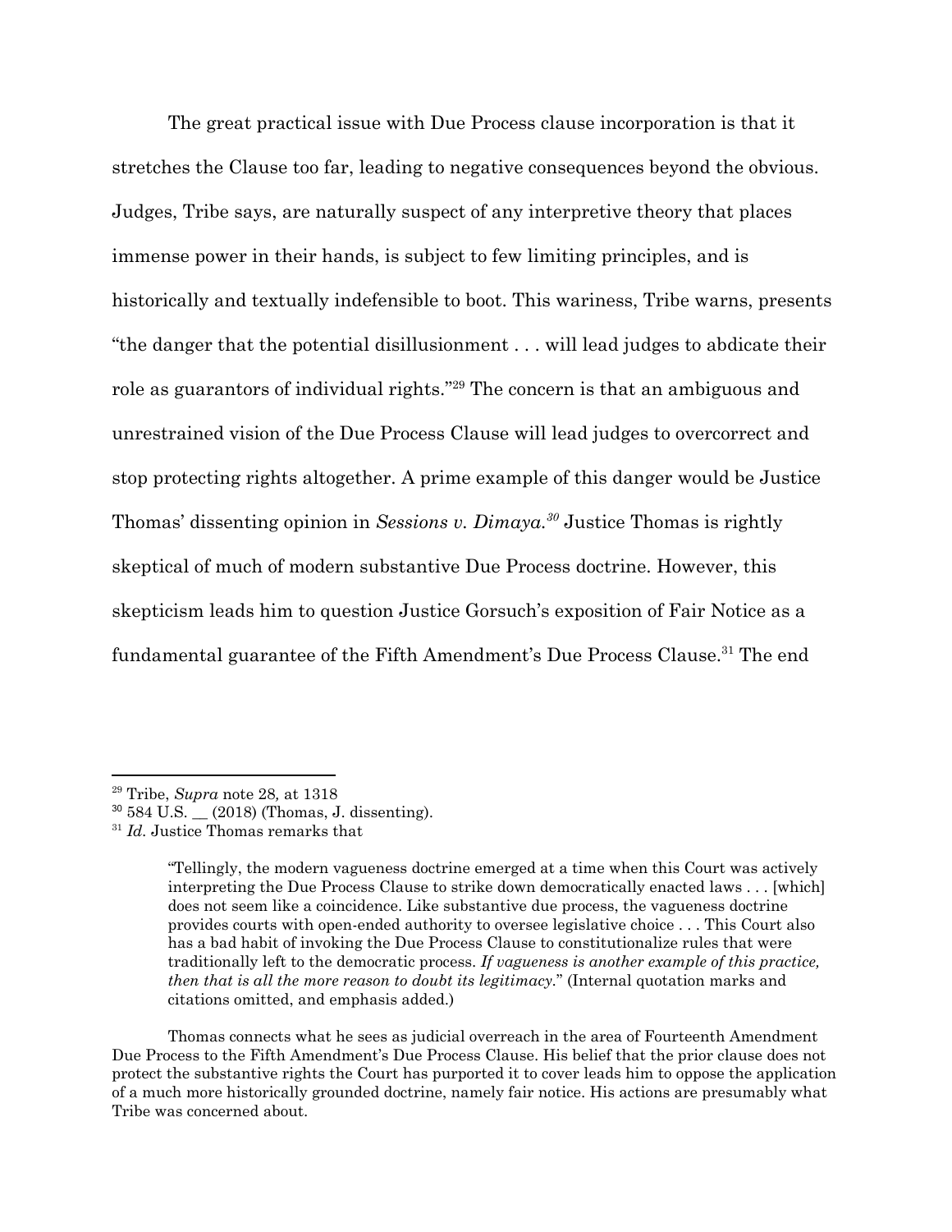The great practical issue with Due Process clause incorporation is that it stretches the Clause too far, leading to negative consequences beyond the obvious. Judges, Tribe says, are naturally suspect of any interpretive theory that places immense power in their hands, is subject to few limiting principles, and is historically and textually indefensible to boot. This wariness, Tribe warns, presents "the danger that the potential disillusionment . . . will lead judges to abdicate their role as guarantors of individual rights."[29] The concern is that an ambiguous and unrestrained vision of the Due Process Clause will lead judges to overcorrect and stop protecting rights altogether. A prime example of this danger would be Justice Thomas' dissenting opinion in *Sessions v. Dimaya.*[30] Justice Thomas is rightly skeptical of much of modern substantive Due Process doctrine. However, this skepticism leads him to question Justice Gorsuch's exposition of Fair Notice as a fundamental guarantee of the Fifth Amendment's Due Process Clause.[31] The end

---

[29] Tribe, *Supra* note 28*,* at 1318

[30] 584 U.S. __ (2018) (Thomas, J. dissenting).

[31] *Id.* Justice Thomas remarks that

> "Tellingly, the modern vagueness doctrine emerged at a time when this Court was actively interpreting the Due Process Clause to strike down democratically enacted laws . . . [which] does not seem like a coincidence. Like substantive due process, the vagueness doctrine provides courts with open-ended authority to oversee legislative choice . . . This Court also has a bad habit of invoking the Due Process Clause to constitutionalize rules that were traditionally left to the democratic process. *If vagueness is another example of this practice, then that is all the more reason to doubt its legitimacy.*" (Internal quotation marks and citations omitted, and emphasis added.)

Thomas connects what he sees as judicial overreach in the area of Fourteenth Amendment Due Process to the Fifth Amendment's Due Process Clause. His belief that the prior clause does not protect the substantive rights the Court has purported it to cover leads him to oppose the application of a much more historically grounded doctrine, namely fair notice. His actions are presumably what Tribe was concerned about.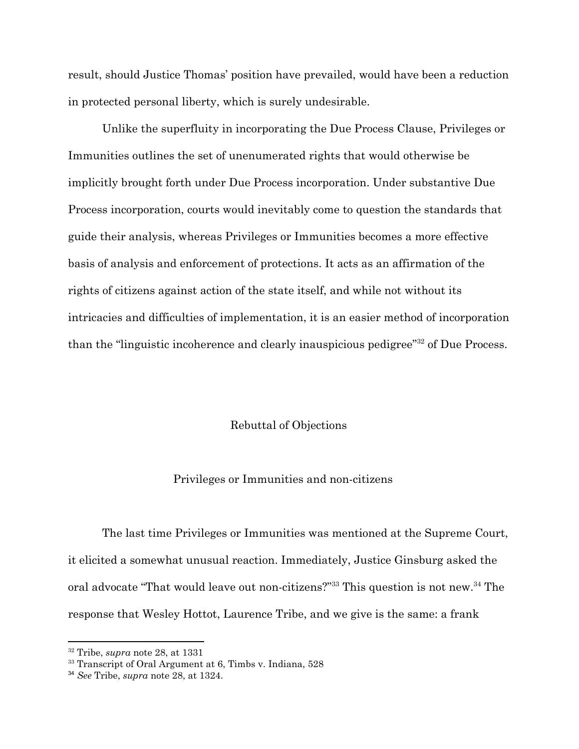result, should Justice Thomas' position have prevailed, would have been a reduction in protected personal liberty, which is surely undesirable.

Unlike the superfluity in incorporating the Due Process Clause, Privileges or Immunities outlines the set of unenumerated rights that would otherwise be implicitly brought forth under Due Process incorporation. Under substantive Due Process incorporation, courts would inevitably come to question the standards that guide their analysis, whereas Privileges or Immunities becomes a more effective basis of analysis and enforcement of protections. It acts as an affirmation of the rights of citizens against action of the state itself, and while not without its intricacies and difficulties of implementation, it is an easier method of incorporation than the "linguistic incoherence and clearly inauspicious pedigree"[32] of Due Process.

## Rebuttal of Objections

### Privileges or Immunities and non-citizens

The last time Privileges or Immunities was mentioned at the Supreme Court, it elicited a somewhat unusual reaction. Immediately, Justice Ginsburg asked the oral advocate "That would leave out non-citizens?"[33] This question is not new.[34] The response that Wesley Hottot, Laurence Tribe, and we give is the same: a frank

---

[32] Tribe, *supra* note 28, at 1331

[33] Transcript of Oral Argument at 6, Timbs v. Indiana, 528

[34] *See* Tribe, *supra* note 28, at 1324.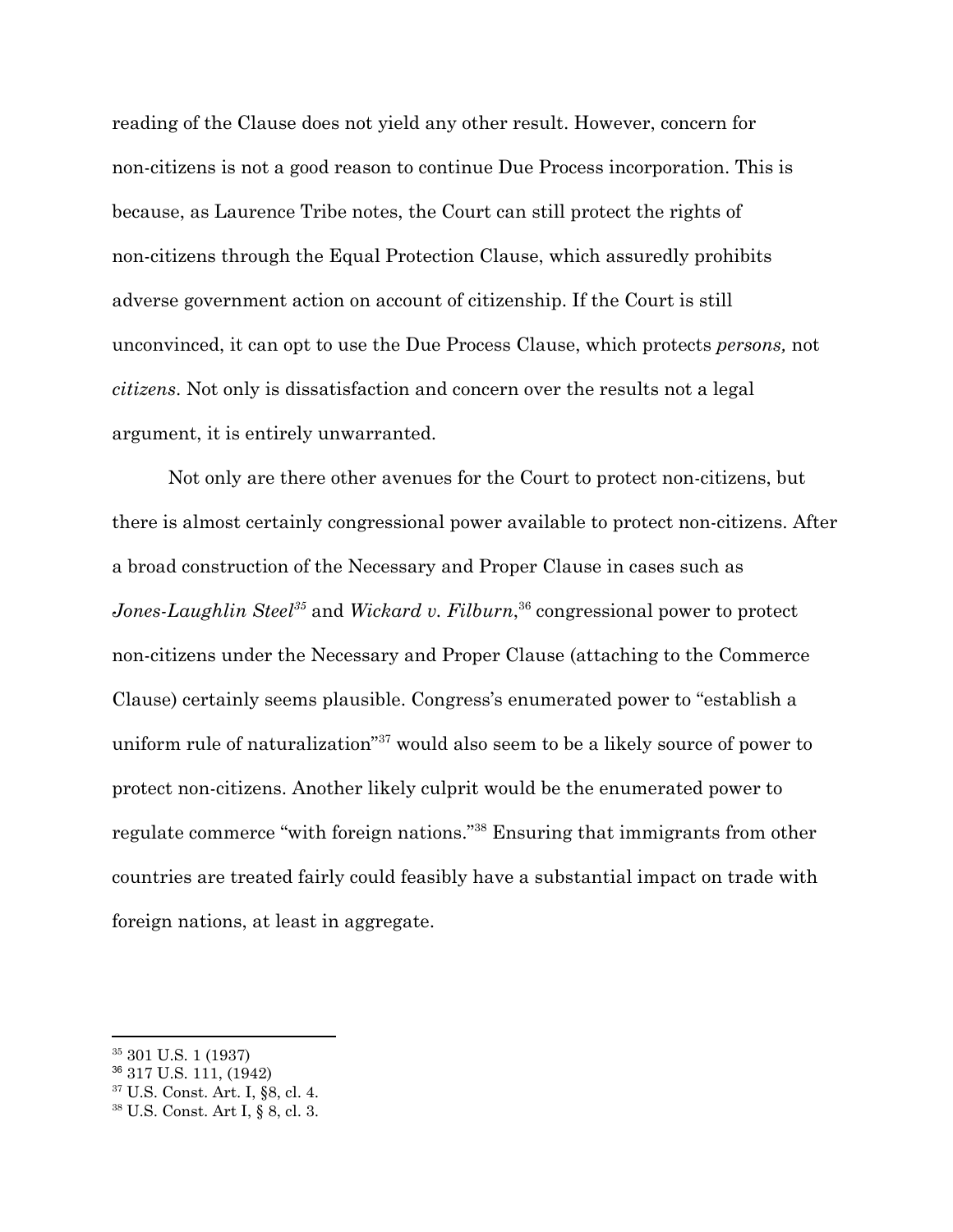reading of the Clause does not yield any other result. However, concern for non-citizens is not a good reason to continue Due Process incorporation. This is because, as Laurence Tribe notes, the Court can still protect the rights of non-citizens through the Equal Protection Clause, which assuredly prohibits adverse government action on account of citizenship. If the Court is still unconvinced, it can opt to use the Due Process Clause, which protects *persons,* not *citizens*. Not only is dissatisfaction and concern over the results not a legal argument, it is entirely unwarranted.

Not only are there other avenues for the Court to protect non-citizens, but there is almost certainly congressional power available to protect non-citizens. After a broad construction of the Necessary and Proper Clause in cases such as *Jones-Laughlin Steel*[35] and *Wickard v. Filburn*,[36] congressional power to protect non-citizens under the Necessary and Proper Clause (attaching to the Commerce Clause) certainly seems plausible. Congress's enumerated power to "establish a uniform rule of naturalization"[37] would also seem to be a likely source of power to protect non-citizens. Another likely culprit would be the enumerated power to regulate commerce "with foreign nations."[38] Ensuring that immigrants from other countries are treated fairly could feasibly have a substantial impact on trade with foreign nations, at least in aggregate.

---

[35] 301 U.S. 1 (1937)

[36] 317 U.S. 111, (1942)

[37] U.S. Const. Art. I, §8, cl. 4.

[38] U.S. Const. Art I, § 8, cl. 3.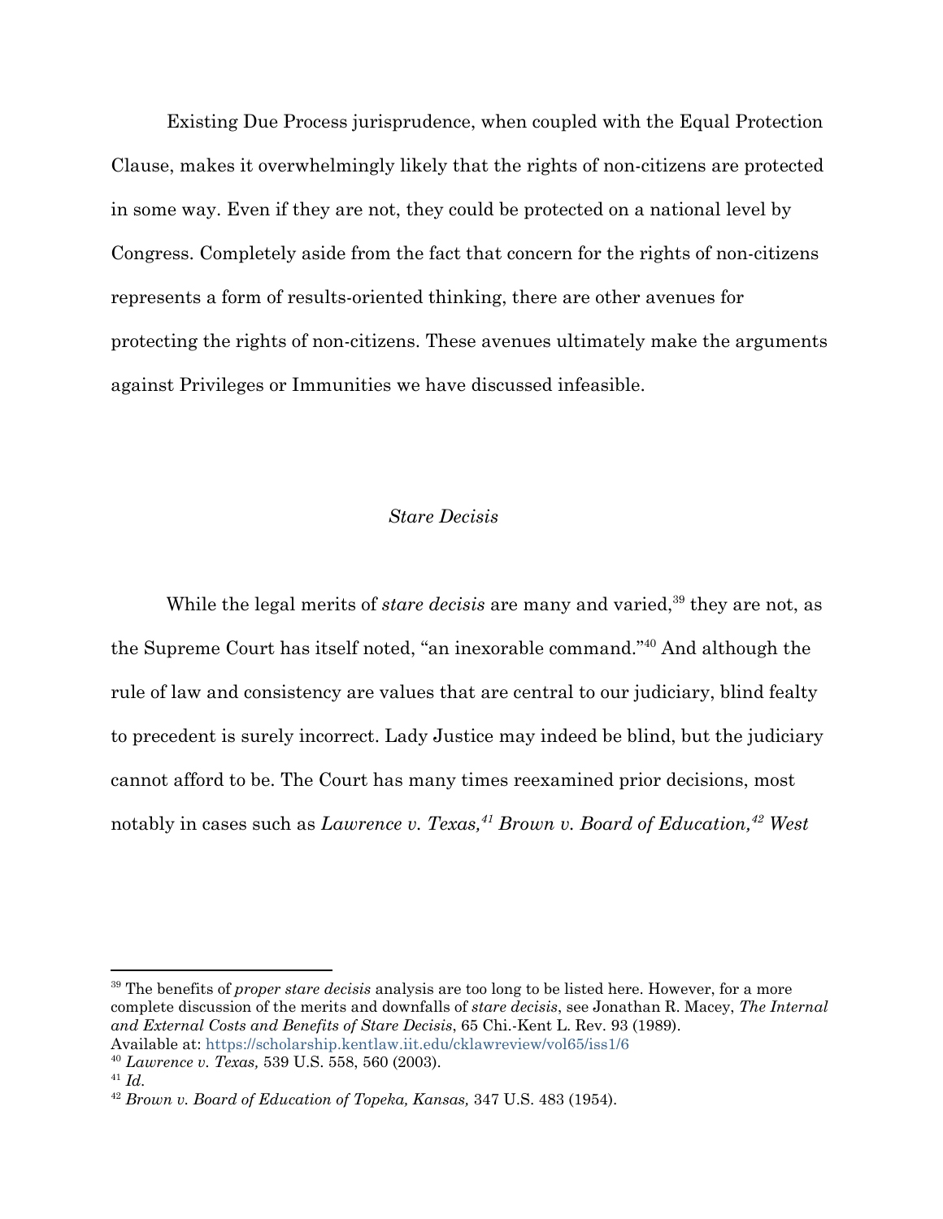Existing Due Process jurisprudence, when coupled with the Equal Protection Clause, makes it overwhelmingly likely that the rights of non-citizens are protected in some way. Even if they are not, they could be protected on a national level by Congress. Completely aside from the fact that concern for the rights of non-citizens represents a form of results-oriented thinking, there are other avenues for protecting the rights of non-citizens. These avenues ultimately make the arguments against Privileges or Immunities we have discussed infeasible.

### *Stare Decisis*

While the legal merits of *stare decisis* are many and varied,[39] they are not, as the Supreme Court has itself noted, "an inexorable command."[40] And although the rule of law and consistency are values that are central to our judiciary, blind fealty to precedent is surely incorrect. Lady Justice may indeed be blind, but the judiciary cannot afford to be. The Court has many times reexamined prior decisions, most notably in cases such as *Lawrence v. Texas,*[41] *Brown v. Board of Education,*[42] *West*

---

[39] The benefits of *proper stare decisis* analysis are too long to be listed here. However, for a more complete discussion of the merits and downfalls of *stare decisis*, see Jonathan R. Macey, *The Internal and External Costs and Benefits of Stare Decisis*, 65 Chi.-Kent L. Rev. 93 (1989). Available at: https://scholarship.kentlaw.iit.edu/cklawreview/vol65/iss1/6

[40] *Lawrence v. Texas,* 539 U.S. 558, 560 (2003).

[41] *Id.*

[42] *Brown v. Board of Education of Topeka, Kansas,* 347 U.S. 483 (1954).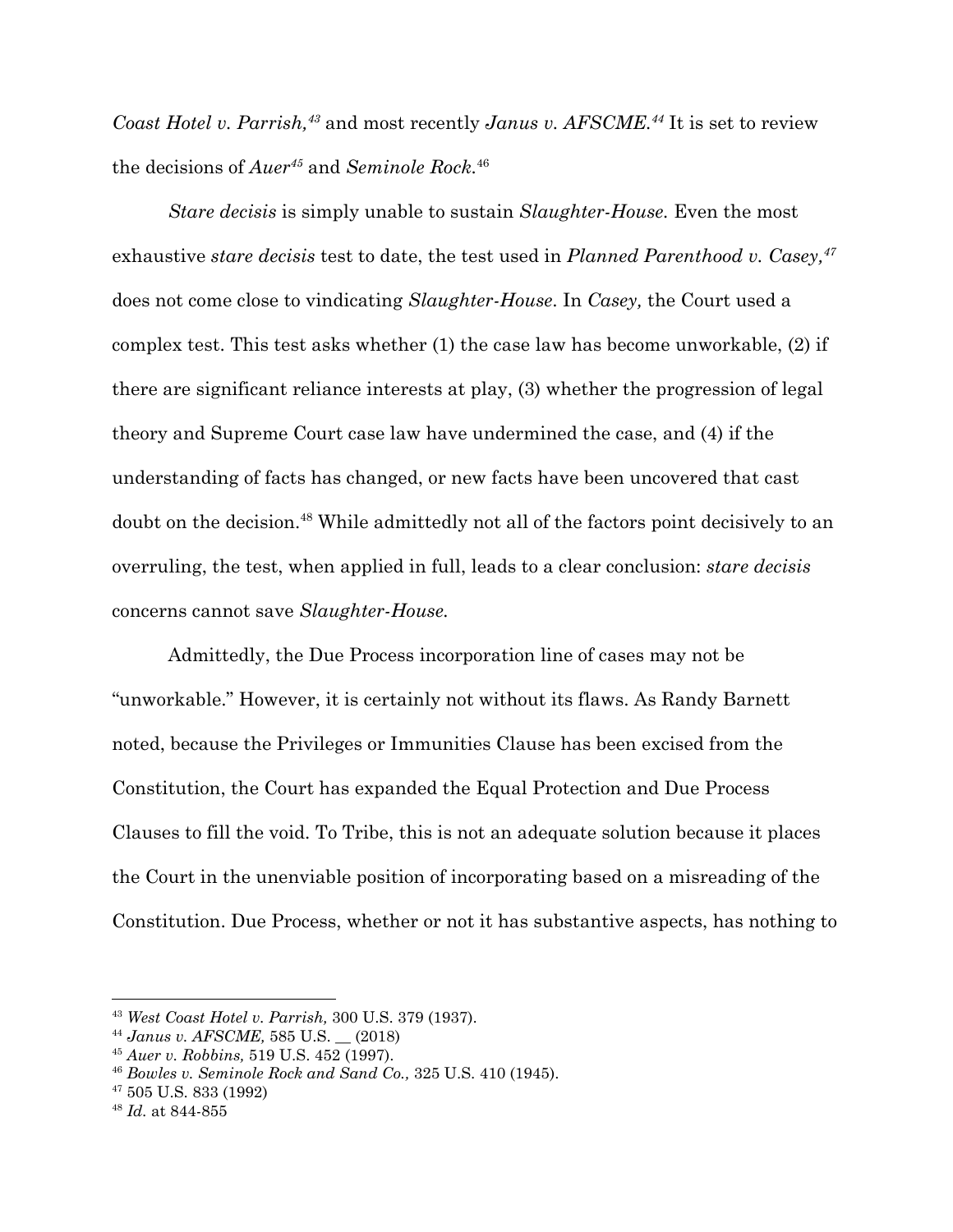*Coast Hotel v. Parrish,*[43] and most recently *Janus v. AFSCME.*[44] It is set to review the decisions of *Auer*[45] and *Seminole Rock.*[46]

*Stare decisis* is simply unable to sustain *Slaughter-House.* Even the most exhaustive *stare decisis* test to date, the test used in *Planned Parenthood v. Casey,*[47] does not come close to vindicating *Slaughter-House*. In *Casey,* the Court used a complex test. This test asks whether (1) the case law has become unworkable, (2) if there are significant reliance interests at play, (3) whether the progression of legal theory and Supreme Court case law have undermined the case, and (4) if the understanding of facts has changed, or new facts have been uncovered that cast doubt on the decision.[48] While admittedly not all of the factors point decisively to an overruling, the test, when applied in full, leads to a clear conclusion: *stare decisis* concerns cannot save *Slaughter-House.*

Admittedly, the Due Process incorporation line of cases may not be "unworkable." However, it is certainly not without its flaws. As Randy Barnett noted, because the Privileges or Immunities Clause has been excised from the Constitution, the Court has expanded the Equal Protection and Due Process Clauses to fill the void. To Tribe, this is not an adequate solution because it places the Court in the unenviable position of incorporating based on a misreading of the Constitution. Due Process, whether or not it has substantive aspects, has nothing to

---

[43] *West Coast Hotel v. Parrish,* 300 U.S. 379 (1937).

[44] *Janus v. AFSCME,* 585 U.S. __ (2018)

[45] *Auer v. Robbins,* 519 U.S. 452 (1997).

[46] *Bowles v. Seminole Rock and Sand Co.,* 325 U.S. 410 (1945).

[47] 505 U.S. 833 (1992)

[48] *Id.* at 844-855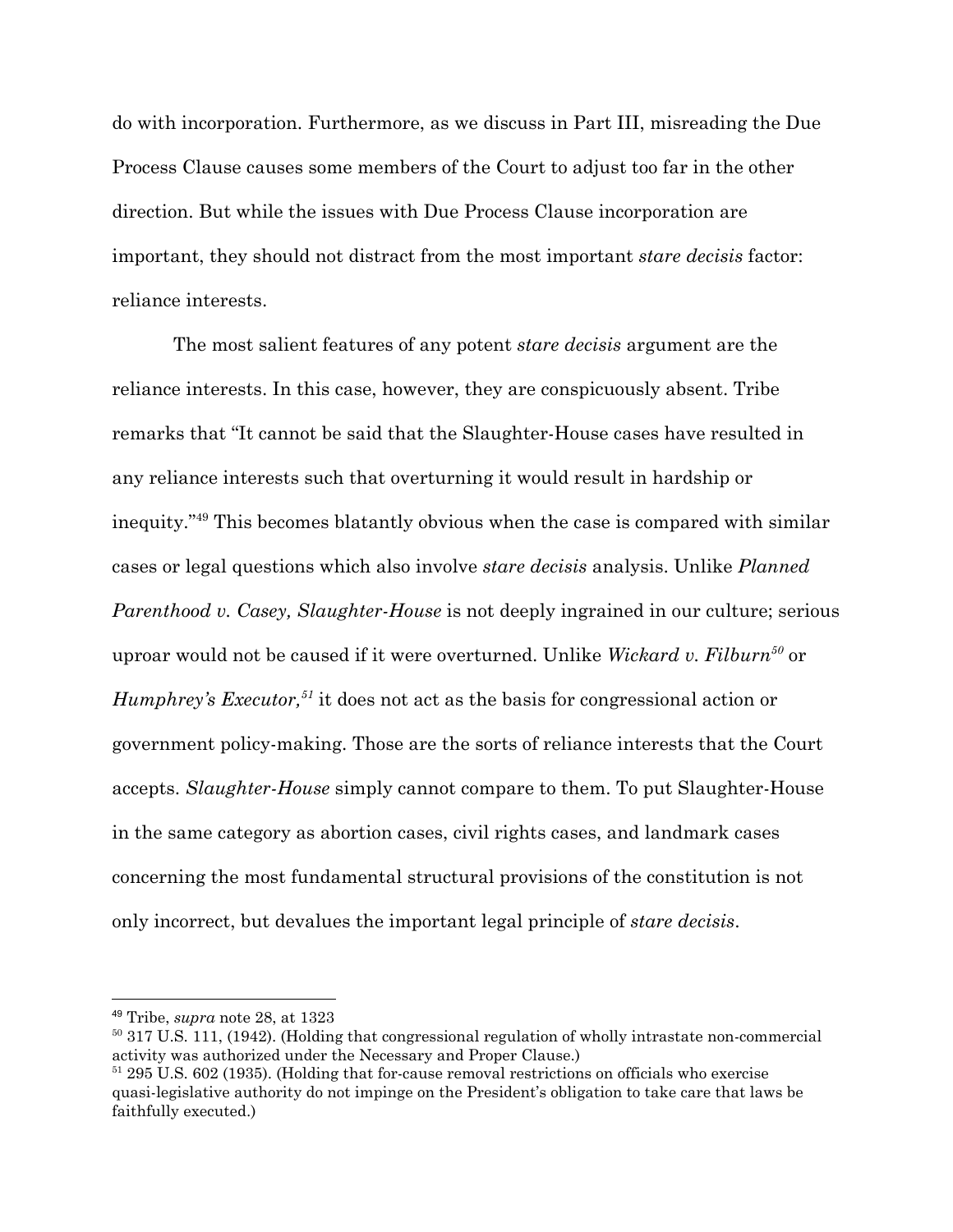do with incorporation. Furthermore, as we discuss in Part III, misreading the Due Process Clause causes some members of the Court to adjust too far in the other direction. But while the issues with Due Process Clause incorporation are important, they should not distract from the most important *stare decisis* factor: reliance interests.

The most salient features of any potent *stare decisis* argument are the reliance interests. In this case, however, they are conspicuously absent. Tribe remarks that "It cannot be said that the Slaughter-House cases have resulted in any reliance interests such that overturning it would result in hardship or inequity."[49] This becomes blatantly obvious when the case is compared with similar cases or legal questions which also involve *stare decisis* analysis. Unlike *Planned Parenthood v. Casey, Slaughter-House* is not deeply ingrained in our culture; serious uproar would not be caused if it were overturned. Unlike *Wickard v. Filburn*[50] or *Humphrey's Executor,*[51] it does not act as the basis for congressional action or government policy-making. Those are the sorts of reliance interests that the Court accepts. *Slaughter-House* simply cannot compare to them. To put Slaughter-House in the same category as abortion cases, civil rights cases, and landmark cases concerning the most fundamental structural provisions of the constitution is not only incorrect, but devalues the important legal principle of *stare decisis*.

---

[49] Tribe, *supra* note 28, at 1323

[50] 317 U.S. 111, (1942). (Holding that congressional regulation of wholly intrastate non-commercial activity was authorized under the Necessary and Proper Clause.)

[51] 295 U.S. 602 (1935). (Holding that for-cause removal restrictions on officials who exercise quasi-legislative authority do not impinge on the President's obligation to take care that laws be faithfully executed.)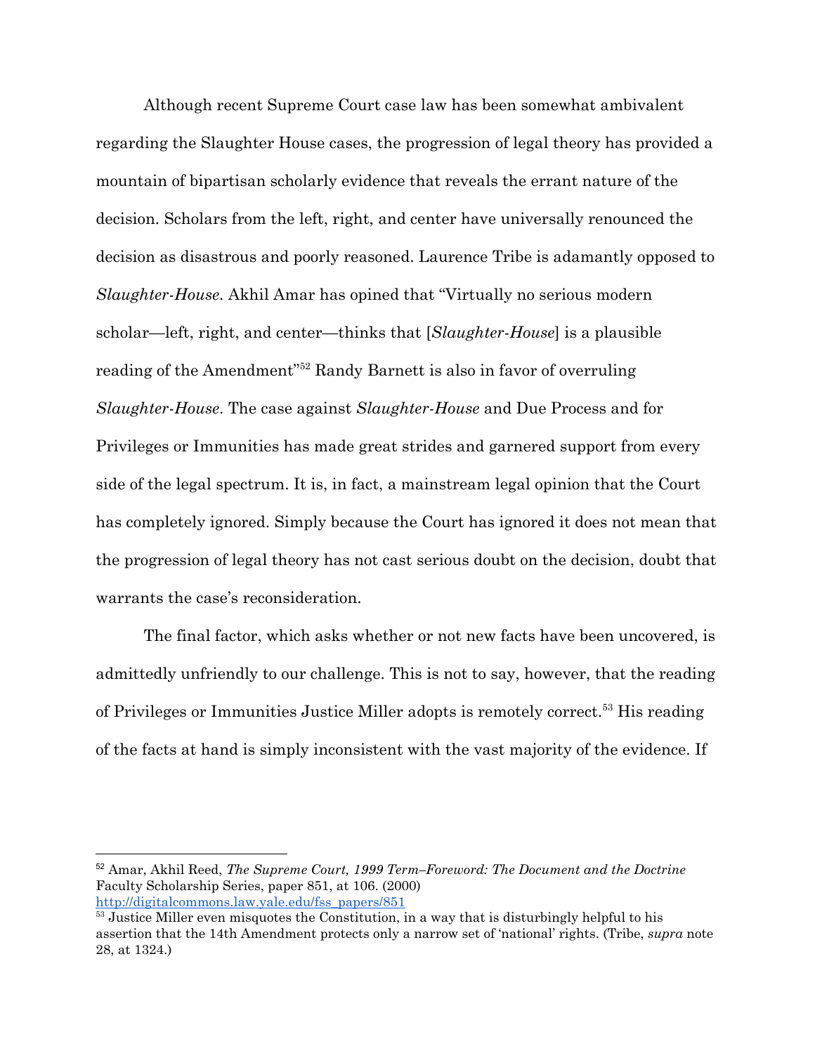Although recent Supreme Court case law has been somewhat ambivalent regarding the Slaughter House cases, the progression of legal theory has provided a mountain of bipartisan scholarly evidence that reveals the errant nature of the decision. Scholars from the left, right, and center have universally renounced the decision as disastrous and poorly reasoned. Laurence Tribe is adamantly opposed to *Slaughter-House*. Akhil Amar has opined that "Virtually no serious modern scholar—left, right, and center—thinks that [*Slaughter-House*] is a plausible reading of the Amendment"[52] Randy Barnett is also in favor of overruling *Slaughter-House*. The case against *Slaughter-House* and Due Process and for Privileges or Immunities has made great strides and garnered support from every side of the legal spectrum. It is, in fact, a mainstream legal opinion that the Court has completely ignored. Simply because the Court has ignored it does not mean that the progression of legal theory has not cast serious doubt on the decision, doubt that warrants the case's reconsideration.

The final factor, which asks whether or not new facts have been uncovered, is admittedly unfriendly to our challenge. This is not to say, however, that the reading of Privileges or Immunities Justice Miller adopts is remotely correct.[53] His reading of the facts at hand is simply inconsistent with the vast majority of the evidence. If

---

[52] Amar, Akhil Reed, *The Supreme Court, 1999 Term–Foreword: The Document and the Doctrine* Faculty Scholarship Series, paper 851, at 106. (2000) http://digitalcommons.law.yale.edu/fss_papers/851

[53] Justice Miller even misquotes the Constitution, in a way that is disturbingly helpful to his assertion that the 14th Amendment protects only a narrow set of 'national' rights. (Tribe, *supra* note 28, at 1324.)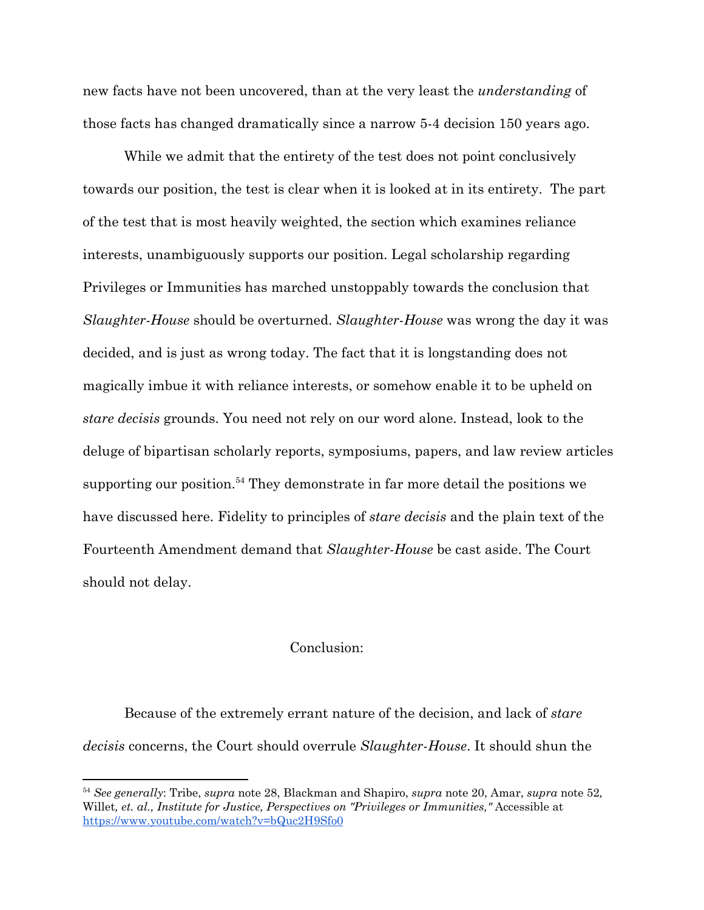new facts have not been uncovered, than at the very least the *understanding* of those facts has changed dramatically since a narrow 5-4 decision 150 years ago.

While we admit that the entirety of the test does not point conclusively towards our position, the test is clear when it is looked at in its entirety. The part of the test that is most heavily weighted, the section which examines reliance interests, unambiguously supports our position. Legal scholarship regarding Privileges or Immunities has marched unstoppably towards the conclusion that *Slaughter-House* should be overturned. *Slaughter-House* was wrong the day it was decided, and is just as wrong today. The fact that it is longstanding does not magically imbue it with reliance interests, or somehow enable it to be upheld on *stare decisis* grounds. You need not rely on our word alone. Instead, look to the deluge of bipartisan scholarly reports, symposiums, papers, and law review articles supporting our position.[54] They demonstrate in far more detail the positions we have discussed here. Fidelity to principles of *stare decisis* and the plain text of the Fourteenth Amendment demand that *Slaughter-House* be cast aside. The Court should not delay.

## Conclusion:

Because of the extremely errant nature of the decision, and lack of *stare decisis* concerns, the Court should overrule *Slaughter-House*. It should shun the

---

[54] *See generally*: Tribe, *supra* note 28, Blackman and Shapiro, *supra* note 20, Amar, *supra* note 52, Willet*, et. al., Institute for Justice, Perspectives on "Privileges or Immunities,"* Accessible at https://www.youtube.com/watch?v=bQuc2H9Sfo0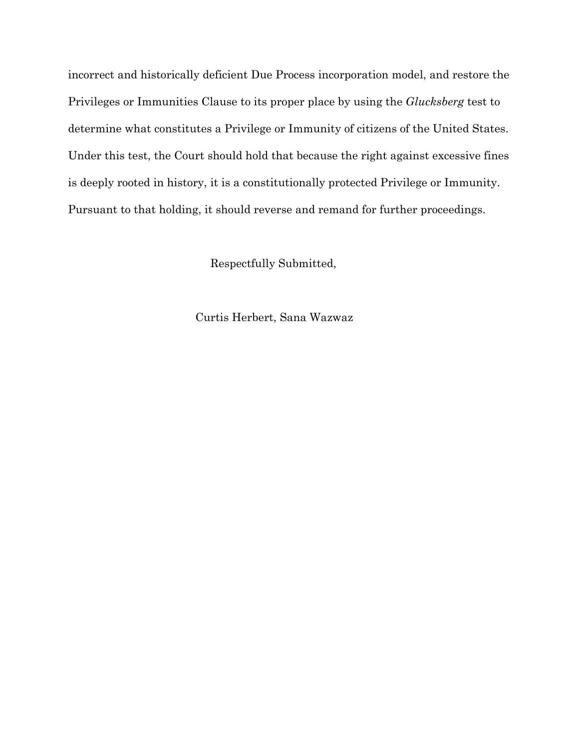incorrect and historically deficient Due Process incorporation model, and restore the Privileges or Immunities Clause to its proper place by using the *Glucksberg* test to determine what constitutes a Privilege or Immunity of citizens of the United States. Under this test, the Court should hold that because the right against excessive fines is deeply rooted in history, it is a constitutionally protected Privilege or Immunity. Pursuant to that holding, it should reverse and remand for further proceedings.

Respectfully Submitted,

Curtis Herbert, Sana Wazwaz